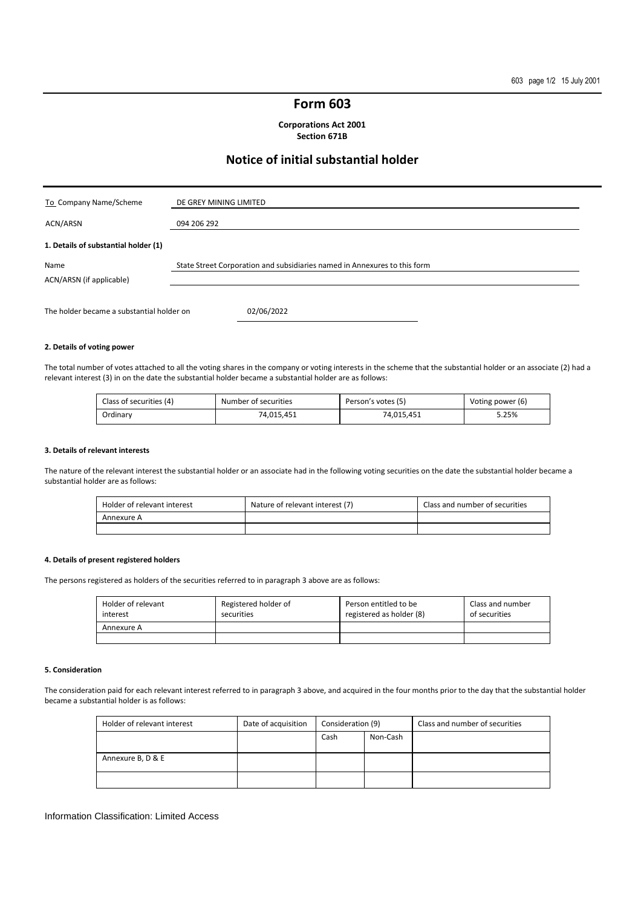# Form 603

**Corporations Act 2001**
**Section 671B**

## Notice of initial substantial holder

| To Company Name/Scheme | DE GREY MINING LIMITED |
|---|---|
| ACN/ARSN | 094 206 292 |

**1. Details of substantial holder (1)**

| Name | State Street Corporation and subsidiaries named in Annexures to this form |
|---|---|
| ACN/ARSN (if applicable) | |

The holder became a substantial holder on 02/06/2022

**2. Details of voting power**

The total number of votes attached to all the voting shares in the company or voting interests in the scheme that the substantial holder or an associate (2) had a relevant interest (3) in on the date the substantial holder became a substantial holder are as follows:

| Class of securities (4) | Number of securities | Person's votes (5) | Voting power (6) |
|---|---|---|---|
| Ordinary | 74,015,451 | 74,015,451 | 5.25% |

**3. Details of relevant interests**

The nature of the relevant interest the substantial holder or an associate had in the following voting securities on the date the substantial holder became a substantial holder are as follows:

| Holder of relevant interest | Nature of relevant interest (7) | Class and number of securities |
|---|---|---|
| Annexure A | | |
| | | |

**4. Details of present registered holders**

The persons registered as holders of the securities referred to in paragraph 3 above are as follows:

| Holder of relevant interest | Registered holder of securities | Person entitled to be registered as holder (8) | Class and number of securities |
|---|---|---|---|
| Annexure A | | | |
| | | | |

**5. Consideration**

The consideration paid for each relevant interest referred to in paragraph 3 above, and acquired in the four months prior to the day that the substantial holder became a substantial holder is as follows:

| Holder of relevant interest | Date of acquisition | Consideration (9) | | Class and number of securities |
|---|---|---|---|---|
| | | Cash | Non-Cash | |
| Annexure B, D & E | | | | |
| | | | | |

Information Classification: Limited Access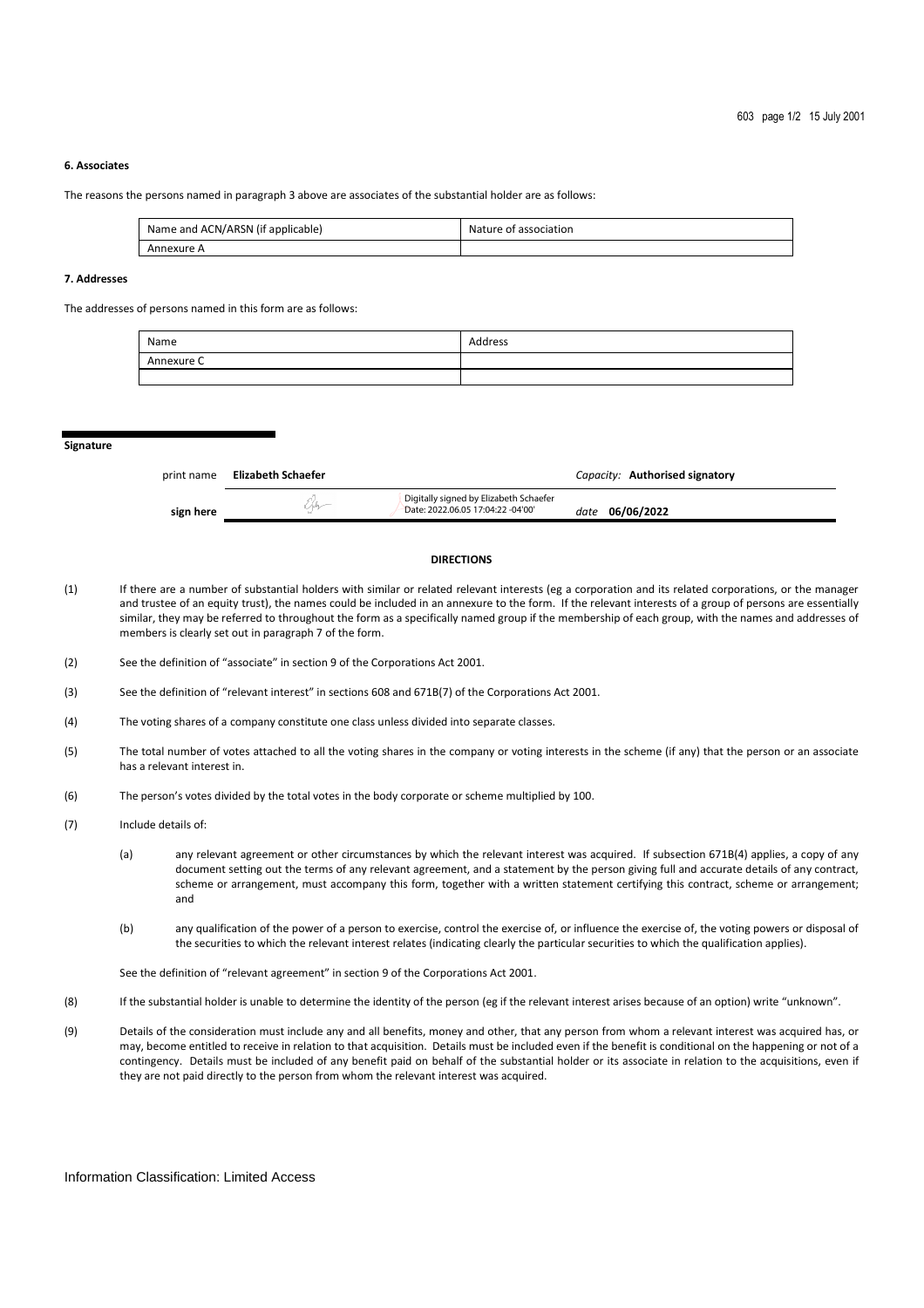### 6. Associates

The reasons the persons named in paragraph 3 above are associates of the substantial holder are as follows:

| Name and ACN/ARSN (if applicable) | Nature of association |
|---|---|
| Annexure A | |

### 7. Addresses

The addresses of persons named in this form are as follows:

| Name | Address |
|---|---|
| Annexure C | |
| | |

## Signature

| | | | |
|---|---|---|---|
| print name | **Elizabeth Schaefer** | | *Capacity:* **Authorised signatory** |
| **sign here** | | Digitally signed by Elizabeth Schaefer Date: 2022.06.05 17:04:22 -04'00' | *date* **06/06/2022** |

**DIRECTIONS**

(1) If there are a number of substantial holders with similar or related relevant interests (eg a corporation and its related corporations, or the manager and trustee of an equity trust), the names could be included in an annexure to the form. If the relevant interests of a group of persons are essentially similar, they may be referred to throughout the form as a specifically named group if the membership of each group, with the names and addresses of members is clearly set out in paragraph 7 of the form.

(2) See the definition of "associate" in section 9 of the Corporations Act 2001.

(3) See the definition of "relevant interest" in sections 608 and 671B(7) of the Corporations Act 2001.

(4) The voting shares of a company constitute one class unless divided into separate classes.

(5) The total number of votes attached to all the voting shares in the company or voting interests in the scheme (if any) that the person or an associate has a relevant interest in.

(6) The person's votes divided by the total votes in the body corporate or scheme multiplied by 100.

(7) Include details of:

(a) any relevant agreement or other circumstances by which the relevant interest was acquired. If subsection 671B(4) applies, a copy of any document setting out the terms of any relevant agreement, and a statement by the person giving full and accurate details of any contract, scheme or arrangement, must accompany this form, together with a written statement certifying this contract, scheme or arrangement; and

(b) any qualification of the power of a person to exercise, control the exercise of, or influence the exercise of, the voting powers or disposal of the securities to which the relevant interest relates (indicating clearly the particular securities to which the qualification applies).

See the definition of "relevant agreement" in section 9 of the Corporations Act 2001.

(8) If the substantial holder is unable to determine the identity of the person (eg if the relevant interest arises because of an option) write "unknown".

(9) Details of the consideration must include any and all benefits, money and other, that any person from whom a relevant interest was acquired has, or may, become entitled to receive in relation to that acquisition. Details must be included even if the benefit is conditional on the happening or not of a contingency. Details must be included of any benefit paid on behalf of the substantial holder or its associate in relation to the acquisitions, even if they are not paid directly to the person from whom the relevant interest was acquired.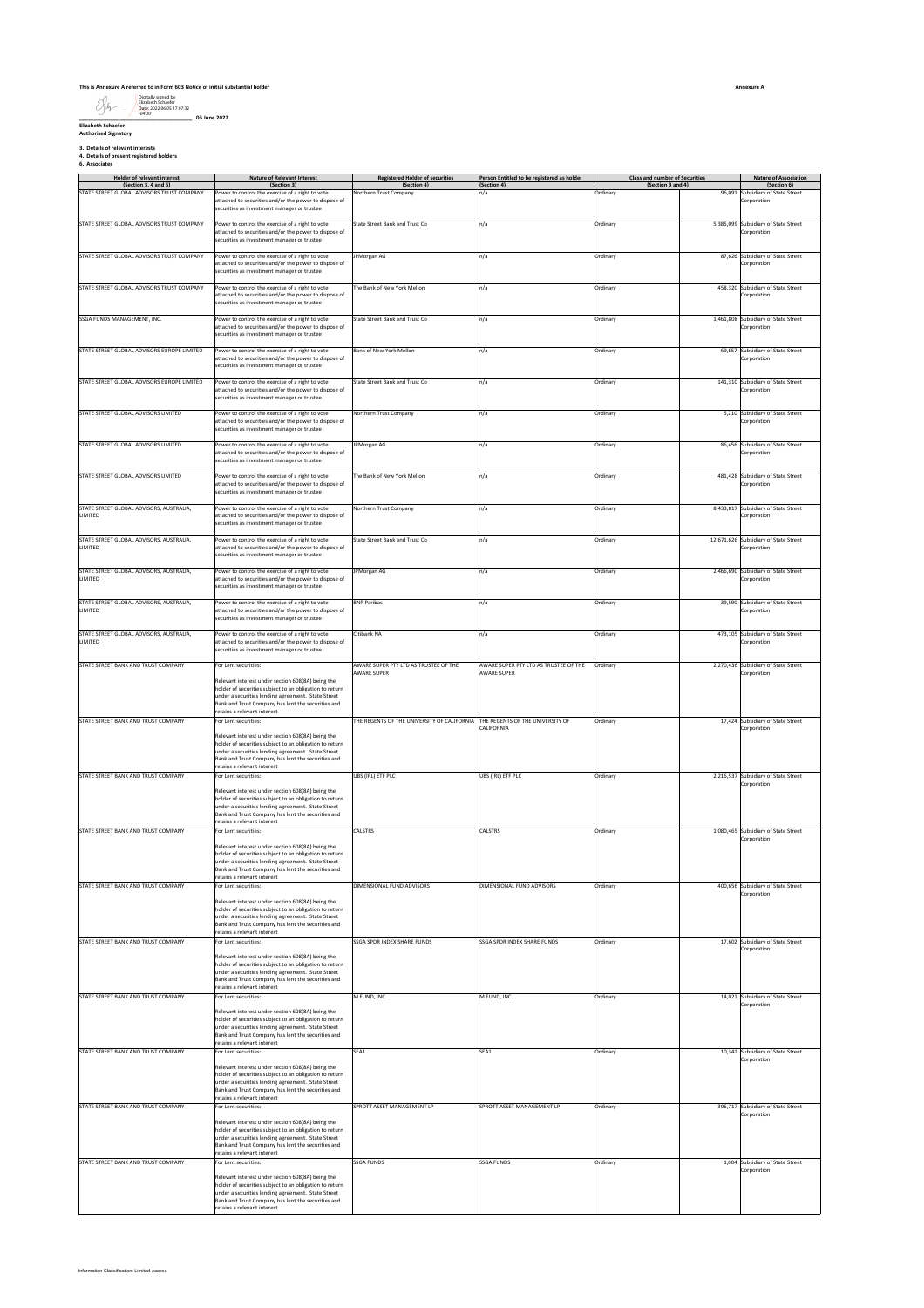**This is Annexure A referred to in Form 603 Notice of initial substantial holder**

**Annexure A**

Digitally signed by Elizabeth Schaefer
Date: 2022.06.05 17:07:32 -04'00'

\_\_\_\_\_\_\_\_\_\_\_\_\_\_\_\_\_\_\_\_\_\_\_\_\_\_\_\_\_\_\_\_ **06 June 2022**

**Elizabeth Schaefer**
**Authorised Signatory**

**3. Details of relevant interests**
**4. Details of present registered holders**
**6. Associates**

| Holder of relevant interest (Section 3, 4 and 6) | Nature of Relevant Interest (Section 3) | Registered Holder of securities (Section 4) | Person Entitled to be registered as holder (Section 4) | Class and number of Securities (Section 3 and 4) | | Nature of Association (Section 6) |
|---|---|---|---|---|---|---|
| STATE STREET GLOBAL ADVISORS TRUST COMPANY | Power to control the exercise of a right to vote attached to securities and/or the power to dispose of securities as investment manager or trustee | Northern Trust Company | n/a | Ordinary | 96,091 | Subsidiary of State Street Corporation |
| STATE STREET GLOBAL ADVISORS TRUST COMPANY | Power to control the exercise of a right to vote attached to securities and/or the power to dispose of securities as investment manager or trustee | State Street Bank and Trust Co | n/a | Ordinary | 5,385,099 | Subsidiary of State Street Corporation |
| STATE STREET GLOBAL ADVISORS TRUST COMPANY | Power to control the exercise of a right to vote attached to securities and/or the power to dispose of securities as investment manager or trustee | JPMorgan AG | n/a | Ordinary | 87,626 | Subsidiary of State Street Corporation |
| STATE STREET GLOBAL ADVISORS TRUST COMPANY | Power to control the exercise of a right to vote attached to securities and/or the power to dispose of securities as investment manager or trustee | The Bank of New York Mellon | n/a | Ordinary | 458,320 | Subsidiary of State Street Corporation |
| SSGA FUNDS MANAGEMENT, INC. | Power to control the exercise of a right to vote attached to securities and/or the power to dispose of securities as investment manager or trustee | State Street Bank and Trust Co | n/a | Ordinary | 1,461,808 | Subsidiary of State Street Corporation |
| STATE STREET GLOBAL ADVISORS EUROPE LIMITED | Power to control the exercise of a right to vote attached to securities and/or the power to dispose of securities as investment manager or trustee | Bank of New York Mellon | n/a | Ordinary | 69,657 | Subsidiary of State Street Corporation |
| STATE STREET GLOBAL ADVISORS EUROPE LIMITED | Power to control the exercise of a right to vote attached to securities and/or the power to dispose of securities as investment manager or trustee | State Street Bank and Trust Co | n/a | Ordinary | 141,310 | Subsidiary of State Street Corporation |
| STATE STREET GLOBAL ADVISORS LIMITED | Power to control the exercise of a right to vote attached to securities and/or the power to dispose of securities as investment manager or trustee | Northern Trust Company | n/a | Ordinary | 5,210 | Subsidiary of State Street Corporation |
| STATE STREET GLOBAL ADVISORS LIMITED | Power to control the exercise of a right to vote attached to securities and/or the power to dispose of securities as investment manager or trustee | JPMorgan AG | n/a | Ordinary | 86,456 | Subsidiary of State Street Corporation |
| STATE STREET GLOBAL ADVISORS LIMITED | Power to control the exercise of a right to vote attached to securities and/or the power to dispose of securities as investment manager or trustee | The Bank of New York Mellon | n/a | Ordinary | 481,428 | Subsidiary of State Street Corporation |
| STATE STREET GLOBAL ADVISORS, AUSTRALIA, LIMITED | Power to control the exercise of a right to vote attached to securities and/or the power to dispose of securities as investment manager or trustee | Northern Trust Company | n/a | Ordinary | 8,433,817 | Subsidiary of State Street Corporation |
| STATE STREET GLOBAL ADVISORS, AUSTRALIA, LIMITED | Power to control the exercise of a right to vote attached to securities and/or the power to dispose of securities as investment manager or trustee | State Street Bank and Trust Co | n/a | Ordinary | 12,671,626 | Subsidiary of State Street Corporation |
| STATE STREET GLOBAL ADVISORS, AUSTRALIA, LIMITED | Power to control the exercise of a right to vote attached to securities and/or the power to dispose of securities as investment manager or trustee | JPMorgan AG | n/a | Ordinary | 2,466,690 | Subsidiary of State Street Corporation |
| STATE STREET GLOBAL ADVISORS, AUSTRALIA, LIMITED | Power to control the exercise of a right to vote attached to securities and/or the power to dispose of securities as investment manager or trustee | BNP Paribas | n/a | Ordinary | 39,590 | Subsidiary of State Street Corporation |
| STATE STREET GLOBAL ADVISORS, AUSTRALIA, LIMITED | Power to control the exercise of a right to vote attached to securities and/or the power to dispose of securities as investment manager or trustee | Citibank NA | n/a | Ordinary | 473,105 | Subsidiary of State Street Corporation |
| STATE STREET BANK AND TRUST COMPANY | For Lent securities: Relevant interest under section 608(8A) being the holder of securities subject to an obligation to return under a securities lending agreement. State Street Bank and Trust Company has lent the securities and retains a relevant interest | AWARE SUPER PTY LTD AS TRUSTEE OF THE AWARE SUPER | AWARE SUPER PTY LTD AS TRUSTEE OF THE AWARE SUPER | Ordinary | 2,270,436 | Subsidiary of State Street Corporation |
| STATE STREET BANK AND TRUST COMPANY | For Lent securities: Relevant interest under section 608(8A) being the holder of securities subject to an obligation to return under a securities lending agreement. State Street Bank and Trust Company has lent the securities and retains a relevant interest | THE REGENTS OF THE UNIVERSITY OF CALIFORNIA | THE REGENTS OF THE UNIVERSITY OF CALIFORNIA | Ordinary | 17,424 | Subsidiary of State Street Corporation |
| STATE STREET BANK AND TRUST COMPANY | For Lent securities: Relevant interest under section 608(8A) being the holder of securities subject to an obligation to return under a securities lending agreement. State Street Bank and Trust Company has lent the securities and retains a relevant interest | UBS (IRL) ETF PLC | UBS (IRL) ETF PLC | Ordinary | 2,216,537 | Subsidiary of State Street Corporation |
| STATE STREET BANK AND TRUST COMPANY | For Lent securities: Relevant interest under section 608(8A) being the holder of securities subject to an obligation to return under a securities lending agreement. State Street Bank and Trust Company has lent the securities and retains a relevant interest | CALSTRS | CALSTRS | Ordinary | 1,080,465 | Subsidiary of State Street Corporation |
| STATE STREET BANK AND TRUST COMPANY | For Lent securities: Relevant interest under section 608(8A) being the holder of securities subject to an obligation to return under a securities lending agreement. State Street Bank and Trust Company has lent the securities and retains a relevant interest | DIMENSIONAL FUND ADVISORS | DIMENSIONAL FUND ADVISORS | Ordinary | 400,656 | Subsidiary of State Street Corporation |
| STATE STREET BANK AND TRUST COMPANY | For Lent securities: Relevant interest under section 608(8A) being the holder of securities subject to an obligation to return under a securities lending agreement. State Street Bank and Trust Company has lent the securities and retains a relevant interest | SSGA SPDR INDEX SHARE FUNDS | SSGA SPDR INDEX SHARE FUNDS | Ordinary | 17,602 | Subsidiary of State Street Corporation |
| STATE STREET BANK AND TRUST COMPANY | For Lent securities: Relevant interest under section 608(8A) being the holder of securities subject to an obligation to return under a securities lending agreement. State Street Bank and Trust Company has lent the securities and retains a relevant interest | M FUND, INC. | M FUND, INC. | Ordinary | 14,021 | Subsidiary of State Street Corporation |
| STATE STREET BANK AND TRUST COMPANY | For Lent securities: Relevant interest under section 608(8A) being the holder of securities subject to an obligation to return under a securities lending agreement. State Street Bank and Trust Company has lent the securities and retains a relevant interest | SEA1 | SEA1 | Ordinary | 10,341 | Subsidiary of State Street Corporation |
| STATE STREET BANK AND TRUST COMPANY | For Lent securities: Relevant interest under section 608(8A) being the holder of securities subject to an obligation to return under a securities lending agreement. State Street Bank and Trust Company has lent the securities and retains a relevant interest | SPROTT ASSET MANAGEMENT LP | SPROTT ASSET MANAGEMENT LP | Ordinary | 396,717 | Subsidiary of State Street Corporation |
| STATE STREET BANK AND TRUST COMPANY | For Lent securities: Relevant interest under section 608(8A) being the holder of securities subject to an obligation to return under a securities lending agreement. State Street Bank and Trust Company has lent the securities and retains a relevant interest | SSGA FUNDS | SSGA FUNDS | Ordinary | 1,004 | Subsidiary of State Street Corporation |

Information Classification: Limited Access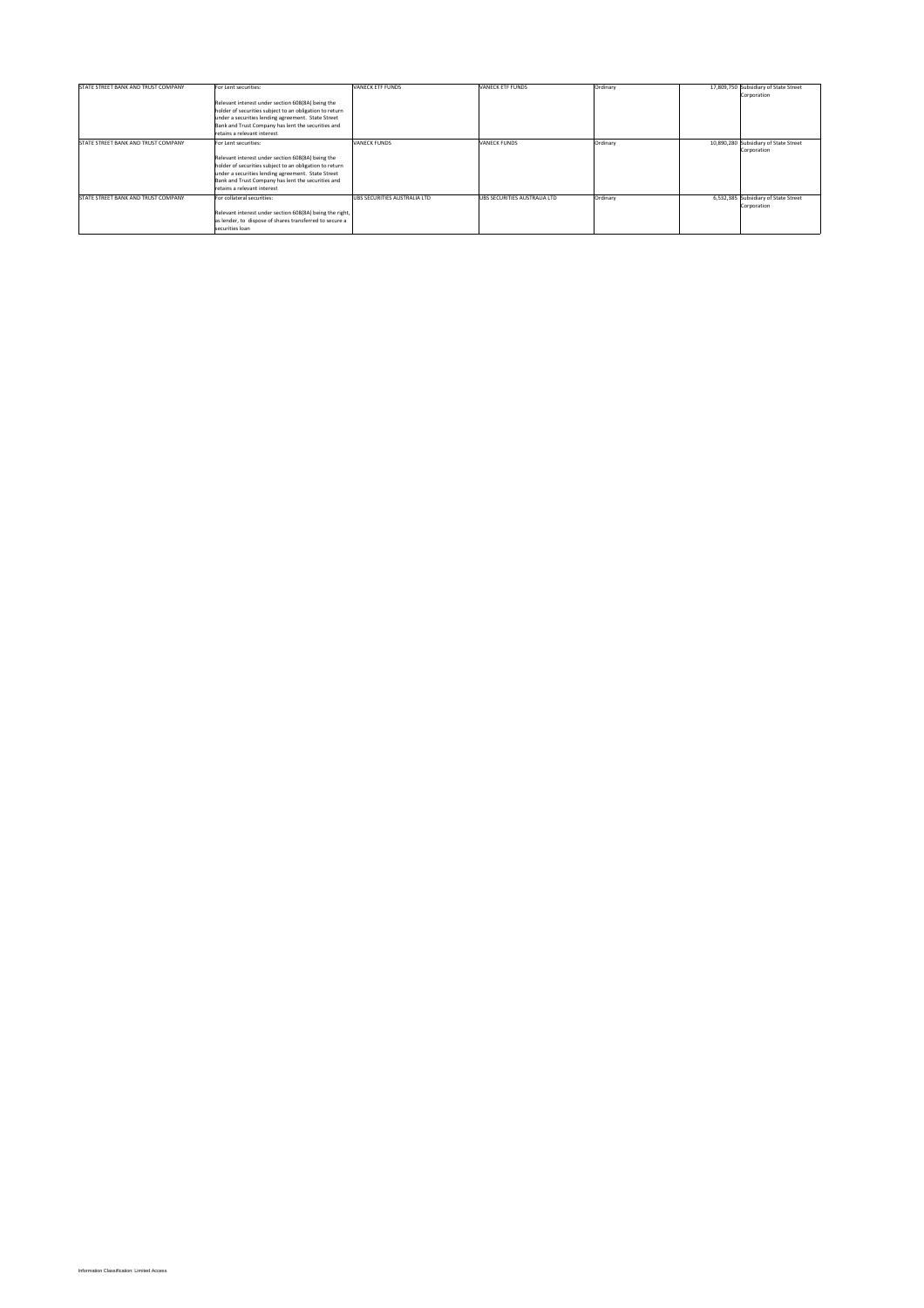| | | | | | | |
|---|---|---|---|---|---|---|
| STATE STREET BANK AND TRUST COMPANY | For Lent securities:<br><br>Relevant interest under section 608(8A) being the holder of securities subject to an obligation to return under a securities lending agreement. State Street Bank and Trust Company has lent the securities and retains a relevant interest | VANECK ETF FUNDS | VANECK ETF FUNDS | Ordinary | 17,809,750 | Subsidiary of State Street Corporation |
| STATE STREET BANK AND TRUST COMPANY | For Lent securities:<br><br>Relevant interest under section 608(8A) being the holder of securities subject to an obligation to return under a securities lending agreement. State Street Bank and Trust Company has lent the securities and retains a relevant interest | VANECK FUNDS | VANECK FUNDS | Ordinary | 10,890,280 | Subsidiary of State Street Corporation |
| STATE STREET BANK AND TRUST COMPANY | For collateral securities:<br><br>Relevant interest under section 608(8A) being the right, as lender, to dispose of shares transferred to secure a securities loan | UBS SECURITIES AUSTRALIA LTD | UBS SECURITIES AUSTRALIA LTD | Ordinary | 6,532,385 | Subsidiary of State Street Corporation |

Information Classification: Limited Access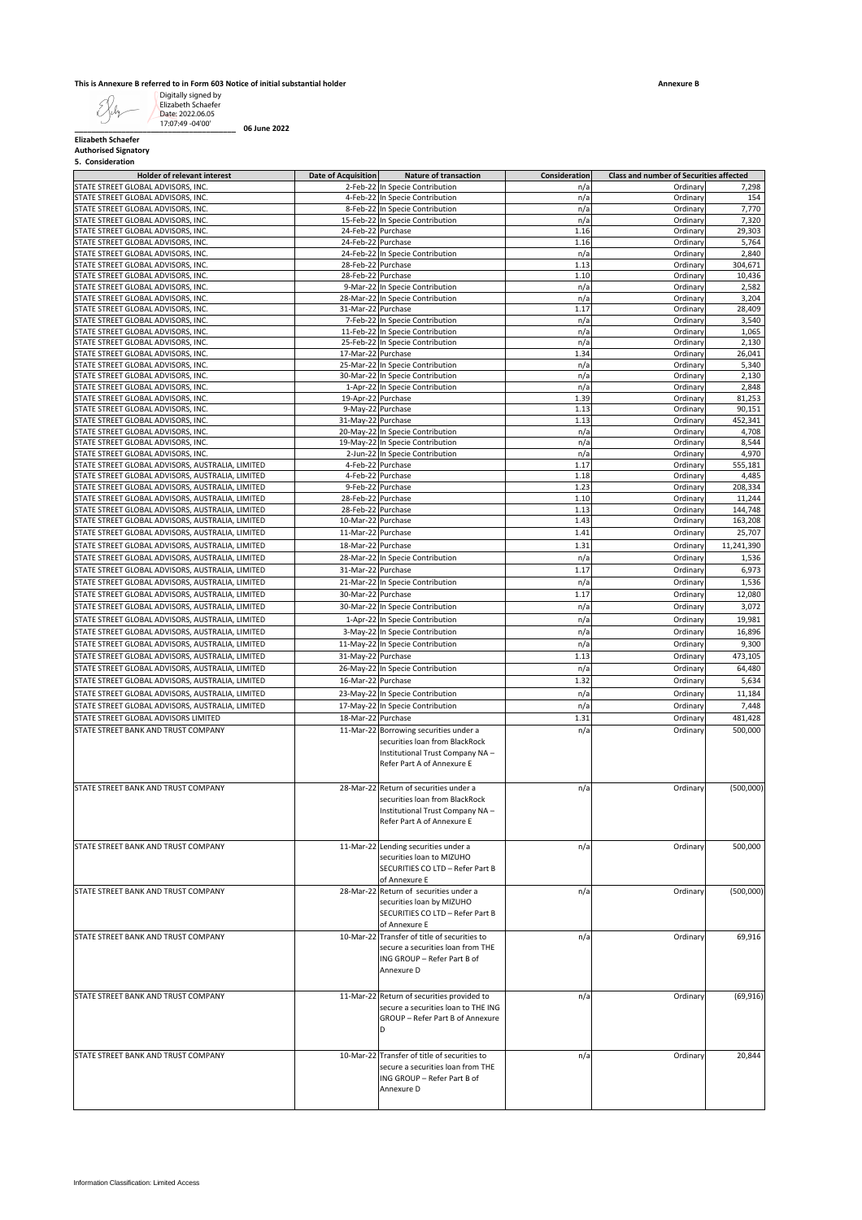**This is Annexure B referred to in Form 603 Notice of initial substantial holder**

**Annexure B**

Digitally signed by Elizabeth Schaefer
Date: 2022.06.05 17:07:49 -04'00'

**06 June 2022**

**Elizabeth Schaefer**
**Authorised Signatory**

**5. Consideration**

| Holder of relevant interest | Date of Acquisition | Nature of transaction | Consideration | Class and number of Securities affected | |
|---|---|---|---|---|---|
| STATE STREET GLOBAL ADVISORS, INC. | 2-Feb-22 | In Specie Contribution | n/a | Ordinary | 7,298 |
| STATE STREET GLOBAL ADVISORS, INC. | 4-Feb-22 | In Specie Contribution | n/a | Ordinary | 154 |
| STATE STREET GLOBAL ADVISORS, INC. | 8-Feb-22 | In Specie Contribution | n/a | Ordinary | 7,770 |
| STATE STREET GLOBAL ADVISORS, INC. | 15-Feb-22 | In Specie Contribution | n/a | Ordinary | 7,320 |
| STATE STREET GLOBAL ADVISORS, INC. | 24-Feb-22 | Purchase | 1.16 | Ordinary | 29,303 |
| STATE STREET GLOBAL ADVISORS, INC. | 24-Feb-22 | Purchase | 1.16 | Ordinary | 5,764 |
| STATE STREET GLOBAL ADVISORS, INC. | 24-Feb-22 | In Specie Contribution | n/a | Ordinary | 2,840 |
| STATE STREET GLOBAL ADVISORS, INC. | 28-Feb-22 | Purchase | 1.13 | Ordinary | 304,671 |
| STATE STREET GLOBAL ADVISORS, INC. | 28-Feb-22 | Purchase | 1.10 | Ordinary | 10,436 |
| STATE STREET GLOBAL ADVISORS, INC. | 9-Mar-22 | In Specie Contribution | n/a | Ordinary | 2,582 |
| STATE STREET GLOBAL ADVISORS, INC. | 28-Mar-22 | In Specie Contribution | n/a | Ordinary | 3,204 |
| STATE STREET GLOBAL ADVISORS, INC. | 31-Mar-22 | Purchase | 1.17 | Ordinary | 28,409 |
| STATE STREET GLOBAL ADVISORS, INC. | 7-Feb-22 | In Specie Contribution | n/a | Ordinary | 3,540 |
| STATE STREET GLOBAL ADVISORS, INC. | 11-Feb-22 | In Specie Contribution | n/a | Ordinary | 1,065 |
| STATE STREET GLOBAL ADVISORS, INC. | 25-Feb-22 | In Specie Contribution | n/a | Ordinary | 2,130 |
| STATE STREET GLOBAL ADVISORS, INC. | 17-Mar-22 | Purchase | 1.34 | Ordinary | 26,041 |
| STATE STREET GLOBAL ADVISORS, INC. | 25-Mar-22 | In Specie Contribution | n/a | Ordinary | 5,340 |
| STATE STREET GLOBAL ADVISORS, INC. | 30-Mar-22 | In Specie Contribution | n/a | Ordinary | 2,130 |
| STATE STREET GLOBAL ADVISORS, INC. | 1-Apr-22 | In Specie Contribution | n/a | Ordinary | 2,848 |
| STATE STREET GLOBAL ADVISORS, INC. | 19-Apr-22 | Purchase | 1.39 | Ordinary | 81,253 |
| STATE STREET GLOBAL ADVISORS, INC. | 9-May-22 | Purchase | 1.13 | Ordinary | 90,151 |
| STATE STREET GLOBAL ADVISORS, INC. | 31-May-22 | Purchase | 1.13 | Ordinary | 452,341 |
| STATE STREET GLOBAL ADVISORS, INC. | 20-May-22 | In Specie Contribution | n/a | Ordinary | 4,708 |
| STATE STREET GLOBAL ADVISORS, INC. | 19-May-22 | In Specie Contribution | n/a | Ordinary | 8,544 |
| STATE STREET GLOBAL ADVISORS, INC. | 2-Jun-22 | In Specie Contribution | n/a | Ordinary | 4,970 |
| STATE STREET GLOBAL ADVISORS, AUSTRALIA, LIMITED | 4-Feb-22 | Purchase | 1.17 | Ordinary | 555,181 |
| STATE STREET GLOBAL ADVISORS, AUSTRALIA, LIMITED | 4-Feb-22 | Purchase | 1.18 | Ordinary | 4,485 |
| STATE STREET GLOBAL ADVISORS, AUSTRALIA, LIMITED | 9-Feb-22 | Purchase | 1.23 | Ordinary | 208,334 |
| STATE STREET GLOBAL ADVISORS, AUSTRALIA, LIMITED | 28-Feb-22 | Purchase | 1.10 | Ordinary | 11,244 |
| STATE STREET GLOBAL ADVISORS, AUSTRALIA, LIMITED | 28-Feb-22 | Purchase | 1.13 | Ordinary | 144,748 |
| STATE STREET GLOBAL ADVISORS, AUSTRALIA, LIMITED | 10-Mar-22 | Purchase | 1.43 | Ordinary | 163,208 |
| STATE STREET GLOBAL ADVISORS, AUSTRALIA, LIMITED | 11-Mar-22 | Purchase | 1.41 | Ordinary | 25,707 |
| STATE STREET GLOBAL ADVISORS, AUSTRALIA, LIMITED | 18-Mar-22 | Purchase | 1.31 | Ordinary | 11,241,390 |
| STATE STREET GLOBAL ADVISORS, AUSTRALIA, LIMITED | 28-Mar-22 | In Specie Contribution | n/a | Ordinary | 1,536 |
| STATE STREET GLOBAL ADVISORS, AUSTRALIA, LIMITED | 31-Mar-22 | Purchase | 1.17 | Ordinary | 6,973 |
| STATE STREET GLOBAL ADVISORS, AUSTRALIA, LIMITED | 21-Mar-22 | In Specie Contribution | n/a | Ordinary | 1,536 |
| STATE STREET GLOBAL ADVISORS, AUSTRALIA, LIMITED | 30-Mar-22 | Purchase | 1.17 | Ordinary | 12,080 |
| STATE STREET GLOBAL ADVISORS, AUSTRALIA, LIMITED | 30-Mar-22 | In Specie Contribution | n/a | Ordinary | 3,072 |
| STATE STREET GLOBAL ADVISORS, AUSTRALIA, LIMITED | 1-Apr-22 | In Specie Contribution | n/a | Ordinary | 19,981 |
| STATE STREET GLOBAL ADVISORS, AUSTRALIA, LIMITED | 3-May-22 | In Specie Contribution | n/a | Ordinary | 16,896 |
| STATE STREET GLOBAL ADVISORS, AUSTRALIA, LIMITED | 11-May-22 | In Specie Contribution | n/a | Ordinary | 9,300 |
| STATE STREET GLOBAL ADVISORS, AUSTRALIA, LIMITED | 31-May-22 | Purchase | 1.13 | Ordinary | 473,105 |
| STATE STREET GLOBAL ADVISORS, AUSTRALIA, LIMITED | 26-May-22 | In Specie Contribution | n/a | Ordinary | 64,480 |
| STATE STREET GLOBAL ADVISORS, AUSTRALIA, LIMITED | 16-Mar-22 | Purchase | 1.32 | Ordinary | 5,634 |
| STATE STREET GLOBAL ADVISORS, AUSTRALIA, LIMITED | 23-May-22 | In Specie Contribution | n/a | Ordinary | 11,184 |
| STATE STREET GLOBAL ADVISORS, AUSTRALIA, LIMITED | 17-May-22 | In Specie Contribution | n/a | Ordinary | 7,448 |
| STATE STREET GLOBAL ADVISORS LIMITED | 18-Mar-22 | Purchase | 1.31 | Ordinary | 481,428 |
| STATE STREET BANK AND TRUST COMPANY | 11-Mar-22 | Borrowing securities under a securities loan from BlackRock Institutional Trust Company NA – Refer Part A of Annexure E | n/a | Ordinary | 500,000 |
| STATE STREET BANK AND TRUST COMPANY | 28-Mar-22 | Return of securities under a securities loan from BlackRock Institutional Trust Company NA – Refer Part A of Annexure E | n/a | Ordinary | (500,000) |
| STATE STREET BANK AND TRUST COMPANY | 11-Mar-22 | Lending securities under a securities loan to MIZUHO SECURITIES CO LTD – Refer Part B of Annexure E | n/a | Ordinary | 500,000 |
| STATE STREET BANK AND TRUST COMPANY | 28-Mar-22 | Return of securities under a securities loan by MIZUHO SECURITIES CO LTD – Refer Part B of Annexure E | n/a | Ordinary | (500,000) |
| STATE STREET BANK AND TRUST COMPANY | 10-Mar-22 | Transfer of title of securities to secure a securities loan from THE ING GROUP – Refer Part B of Annexure D | n/a | Ordinary | 69,916 |
| STATE STREET BANK AND TRUST COMPANY | 11-Mar-22 | Return of securities provided to secure a securities loan to THE ING GROUP – Refer Part B of Annexure D | n/a | Ordinary | (69,916) |
| STATE STREET BANK AND TRUST COMPANY | 10-Mar-22 | Transfer of title of securities to secure a securities loan from THE ING GROUP – Refer Part B of Annexure D | n/a | Ordinary | 20,844 |

Information Classification: Limited Access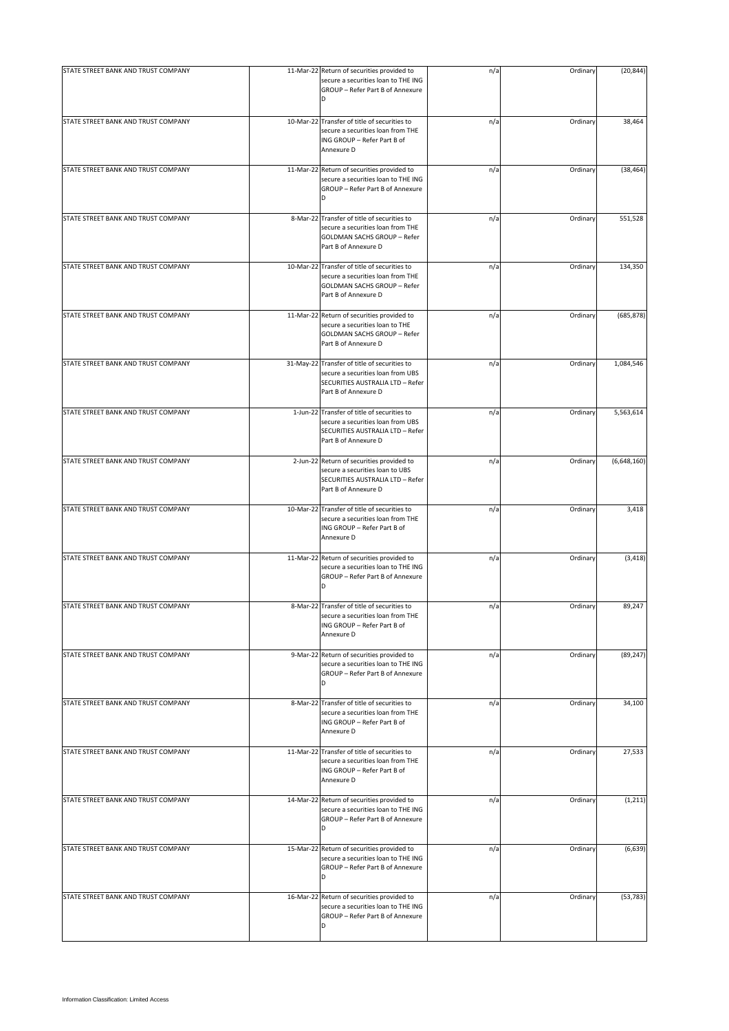| | | | | | |
|---|---|---|---|---|---|
| STATE STREET BANK AND TRUST COMPANY | 11-Mar-22 | Return of securities provided to secure a securities loan to THE ING GROUP – Refer Part B of Annexure D | n/a | Ordinary | (20,844) |
| STATE STREET BANK AND TRUST COMPANY | 10-Mar-22 | Transfer of title of securities to secure a securities loan from THE ING GROUP – Refer Part B of Annexure D | n/a | Ordinary | 38,464 |
| STATE STREET BANK AND TRUST COMPANY | 11-Mar-22 | Return of securities provided to secure a securities loan to THE ING GROUP – Refer Part B of Annexure D | n/a | Ordinary | (38,464) |
| STATE STREET BANK AND TRUST COMPANY | 8-Mar-22 | Transfer of title of securities to secure a securities loan from THE GOLDMAN SACHS GROUP – Refer Part B of Annexure D | n/a | Ordinary | 551,528 |
| STATE STREET BANK AND TRUST COMPANY | 10-Mar-22 | Transfer of title of securities to secure a securities loan from THE GOLDMAN SACHS GROUP – Refer Part B of Annexure D | n/a | Ordinary | 134,350 |
| STATE STREET BANK AND TRUST COMPANY | 11-Mar-22 | Return of securities provided to secure a securities loan to THE GOLDMAN SACHS GROUP – Refer Part B of Annexure D | n/a | Ordinary | (685,878) |
| STATE STREET BANK AND TRUST COMPANY | 31-May-22 | Transfer of title of securities to secure a securities loan from UBS SECURITIES AUSTRALIA LTD – Refer Part B of Annexure D | n/a | Ordinary | 1,084,546 |
| STATE STREET BANK AND TRUST COMPANY | 1-Jun-22 | Transfer of title of securities to secure a securities loan from UBS SECURITIES AUSTRALIA LTD – Refer Part B of Annexure D | n/a | Ordinary | 5,563,614 |
| STATE STREET BANK AND TRUST COMPANY | 2-Jun-22 | Return of securities provided to secure a securities loan to UBS SECURITIES AUSTRALIA LTD – Refer Part B of Annexure D | n/a | Ordinary | (6,648,160) |
| STATE STREET BANK AND TRUST COMPANY | 10-Mar-22 | Transfer of title of securities to secure a securities loan from THE ING GROUP – Refer Part B of Annexure D | n/a | Ordinary | 3,418 |
| STATE STREET BANK AND TRUST COMPANY | 11-Mar-22 | Return of securities provided to secure a securities loan to THE ING GROUP – Refer Part B of Annexure D | n/a | Ordinary | (3,418) |
| STATE STREET BANK AND TRUST COMPANY | 8-Mar-22 | Transfer of title of securities to secure a securities loan from THE ING GROUP – Refer Part B of Annexure D | n/a | Ordinary | 89,247 |
| STATE STREET BANK AND TRUST COMPANY | 9-Mar-22 | Return of securities provided to secure a securities loan to THE ING GROUP – Refer Part B of Annexure D | n/a | Ordinary | (89,247) |
| STATE STREET BANK AND TRUST COMPANY | 8-Mar-22 | Transfer of title of securities to secure a securities loan from THE ING GROUP – Refer Part B of Annexure D | n/a | Ordinary | 34,100 |
| STATE STREET BANK AND TRUST COMPANY | 11-Mar-22 | Transfer of title of securities to secure a securities loan from THE ING GROUP – Refer Part B of Annexure D | n/a | Ordinary | 27,533 |
| STATE STREET BANK AND TRUST COMPANY | 14-Mar-22 | Return of securities provided to secure a securities loan to THE ING GROUP – Refer Part B of Annexure D | n/a | Ordinary | (1,211) |
| STATE STREET BANK AND TRUST COMPANY | 15-Mar-22 | Return of securities provided to secure a securities loan to THE ING GROUP – Refer Part B of Annexure D | n/a | Ordinary | (6,639) |
| STATE STREET BANK AND TRUST COMPANY | 16-Mar-22 | Return of securities provided to secure a securities loan to THE ING GROUP – Refer Part B of Annexure D | n/a | Ordinary | (53,783) |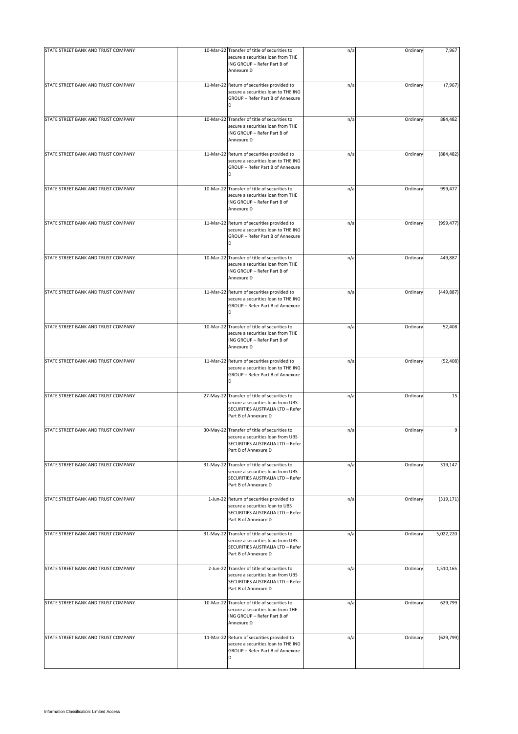| | | | | | |
|---|---|---|---|---|---|
| STATE STREET BANK AND TRUST COMPANY | 10-Mar-22 | Transfer of title of securities to secure a securities loan from THE ING GROUP – Refer Part B of Annexure D | n/a | Ordinary | 7,967 |
| STATE STREET BANK AND TRUST COMPANY | 11-Mar-22 | Return of securities provided to secure a securities loan to THE ING GROUP – Refer Part B of Annexure D | n/a | Ordinary | (7,967) |
| STATE STREET BANK AND TRUST COMPANY | 10-Mar-22 | Transfer of title of securities to secure a securities loan from THE ING GROUP – Refer Part B of Annexure D | n/a | Ordinary | 884,482 |
| STATE STREET BANK AND TRUST COMPANY | 11-Mar-22 | Return of securities provided to secure a securities loan to THE ING GROUP – Refer Part B of Annexure D | n/a | Ordinary | (884,482) |
| STATE STREET BANK AND TRUST COMPANY | 10-Mar-22 | Transfer of title of securities to secure a securities loan from THE ING GROUP – Refer Part B of Annexure D | n/a | Ordinary | 999,477 |
| STATE STREET BANK AND TRUST COMPANY | 11-Mar-22 | Return of securities provided to secure a securities loan to THE ING GROUP – Refer Part B of Annexure D | n/a | Ordinary | (999,477) |
| STATE STREET BANK AND TRUST COMPANY | 10-Mar-22 | Transfer of title of securities to secure a securities loan from THE ING GROUP – Refer Part B of Annexure D | n/a | Ordinary | 449,887 |
| STATE STREET BANK AND TRUST COMPANY | 11-Mar-22 | Return of securities provided to secure a securities loan to THE ING GROUP – Refer Part B of Annexure D | n/a | Ordinary | (449,887) |
| STATE STREET BANK AND TRUST COMPANY | 10-Mar-22 | Transfer of title of securities to secure a securities loan from THE ING GROUP – Refer Part B of Annexure D | n/a | Ordinary | 52,408 |
| STATE STREET BANK AND TRUST COMPANY | 11-Mar-22 | Return of securities provided to secure a securities loan to THE ING GROUP – Refer Part B of Annexure D | n/a | Ordinary | (52,408) |
| STATE STREET BANK AND TRUST COMPANY | 27-May-22 | Transfer of title of securities to secure a securities loan from UBS SECURITIES AUSTRALIA LTD – Refer Part B of Annexure D | n/a | Ordinary | 15 |
| STATE STREET BANK AND TRUST COMPANY | 30-May-22 | Transfer of title of securities to secure a securities loan from UBS SECURITIES AUSTRALIA LTD – Refer Part B of Annexure D | n/a | Ordinary | 9 |
| STATE STREET BANK AND TRUST COMPANY | 31-May-22 | Transfer of title of securities to secure a securities loan from UBS SECURITIES AUSTRALIA LTD – Refer Part B of Annexure D | n/a | Ordinary | 319,147 |
| STATE STREET BANK AND TRUST COMPANY | 1-Jun-22 | Return of securities provided to secure a securities loan to UBS SECURITIES AUSTRALIA LTD – Refer Part B of Annexure D | n/a | Ordinary | (319,171) |
| STATE STREET BANK AND TRUST COMPANY | 31-May-22 | Transfer of title of securities to secure a securities loan from UBS SECURITIES AUSTRALIA LTD – Refer Part B of Annexure D | n/a | Ordinary | 5,022,220 |
| STATE STREET BANK AND TRUST COMPANY | 2-Jun-22 | Transfer of title of securities to secure a securities loan from UBS SECURITIES AUSTRALIA LTD – Refer Part B of Annexure D | n/a | Ordinary | 1,510,165 |
| STATE STREET BANK AND TRUST COMPANY | 10-Mar-22 | Transfer of title of securities to secure a securities loan from THE ING GROUP – Refer Part B of Annexure D | n/a | Ordinary | 629,799 |
| STATE STREET BANK AND TRUST COMPANY | 11-Mar-22 | Return of securities provided to secure a securities loan to THE ING GROUP – Refer Part B of Annexure D | n/a | Ordinary | (629,799) |

Information Classification: Limited Access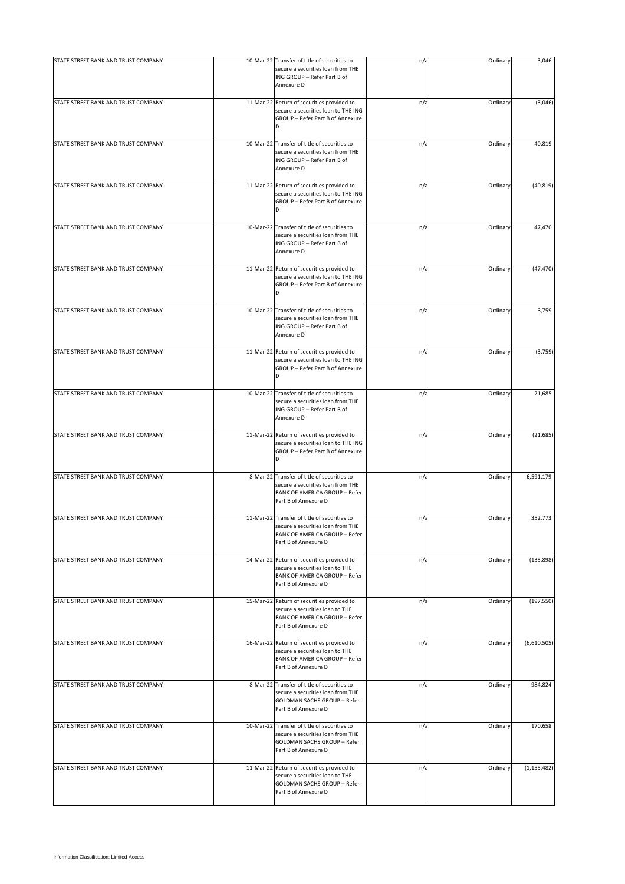| | | | | | |
|---|---|---|---|---|---|
| STATE STREET BANK AND TRUST COMPANY | 10-Mar-22 | Transfer of title of securities to secure a securities loan from THE ING GROUP – Refer Part B of Annexure D | n/a | Ordinary | 3,046 |
| STATE STREET BANK AND TRUST COMPANY | 11-Mar-22 | Return of securities provided to secure a securities loan to THE ING GROUP – Refer Part B of Annexure D | n/a | Ordinary | (3,046) |
| STATE STREET BANK AND TRUST COMPANY | 10-Mar-22 | Transfer of title of securities to secure a securities loan from THE ING GROUP – Refer Part B of Annexure D | n/a | Ordinary | 40,819 |
| STATE STREET BANK AND TRUST COMPANY | 11-Mar-22 | Return of securities provided to secure a securities loan to THE ING GROUP – Refer Part B of Annexure D | n/a | Ordinary | (40,819) |
| STATE STREET BANK AND TRUST COMPANY | 10-Mar-22 | Transfer of title of securities to secure a securities loan from THE ING GROUP – Refer Part B of Annexure D | n/a | Ordinary | 47,470 |
| STATE STREET BANK AND TRUST COMPANY | 11-Mar-22 | Return of securities provided to secure a securities loan to THE ING GROUP – Refer Part B of Annexure D | n/a | Ordinary | (47,470) |
| STATE STREET BANK AND TRUST COMPANY | 10-Mar-22 | Transfer of title of securities to secure a securities loan from THE ING GROUP – Refer Part B of Annexure D | n/a | Ordinary | 3,759 |
| STATE STREET BANK AND TRUST COMPANY | 11-Mar-22 | Return of securities provided to secure a securities loan to THE ING GROUP – Refer Part B of Annexure D | n/a | Ordinary | (3,759) |
| STATE STREET BANK AND TRUST COMPANY | 10-Mar-22 | Transfer of title of securities to secure a securities loan from THE ING GROUP – Refer Part B of Annexure D | n/a | Ordinary | 21,685 |
| STATE STREET BANK AND TRUST COMPANY | 11-Mar-22 | Return of securities provided to secure a securities loan to THE ING GROUP – Refer Part B of Annexure D | n/a | Ordinary | (21,685) |
| STATE STREET BANK AND TRUST COMPANY | 8-Mar-22 | Transfer of title of securities to secure a securities loan from THE BANK OF AMERICA GROUP – Refer Part B of Annexure D | n/a | Ordinary | 6,591,179 |
| STATE STREET BANK AND TRUST COMPANY | 11-Mar-22 | Transfer of title of securities to secure a securities loan from THE BANK OF AMERICA GROUP – Refer Part B of Annexure D | n/a | Ordinary | 352,773 |
| STATE STREET BANK AND TRUST COMPANY | 14-Mar-22 | Return of securities provided to secure a securities loan to THE BANK OF AMERICA GROUP – Refer Part B of Annexure D | n/a | Ordinary | (135,898) |
| STATE STREET BANK AND TRUST COMPANY | 15-Mar-22 | Return of securities provided to secure a securities loan to THE BANK OF AMERICA GROUP – Refer Part B of Annexure D | n/a | Ordinary | (197,550) |
| STATE STREET BANK AND TRUST COMPANY | 16-Mar-22 | Return of securities provided to secure a securities loan to THE BANK OF AMERICA GROUP – Refer Part B of Annexure D | n/a | Ordinary | (6,610,505) |
| STATE STREET BANK AND TRUST COMPANY | 8-Mar-22 | Transfer of title of securities to secure a securities loan from THE GOLDMAN SACHS GROUP – Refer Part B of Annexure D | n/a | Ordinary | 984,824 |
| STATE STREET BANK AND TRUST COMPANY | 10-Mar-22 | Transfer of title of securities to secure a securities loan from THE GOLDMAN SACHS GROUP – Refer Part B of Annexure D | n/a | Ordinary | 170,658 |
| STATE STREET BANK AND TRUST COMPANY | 11-Mar-22 | Return of securities provided to secure a securities loan to THE GOLDMAN SACHS GROUP – Refer Part B of Annexure D | n/a | Ordinary | (1,155,482) |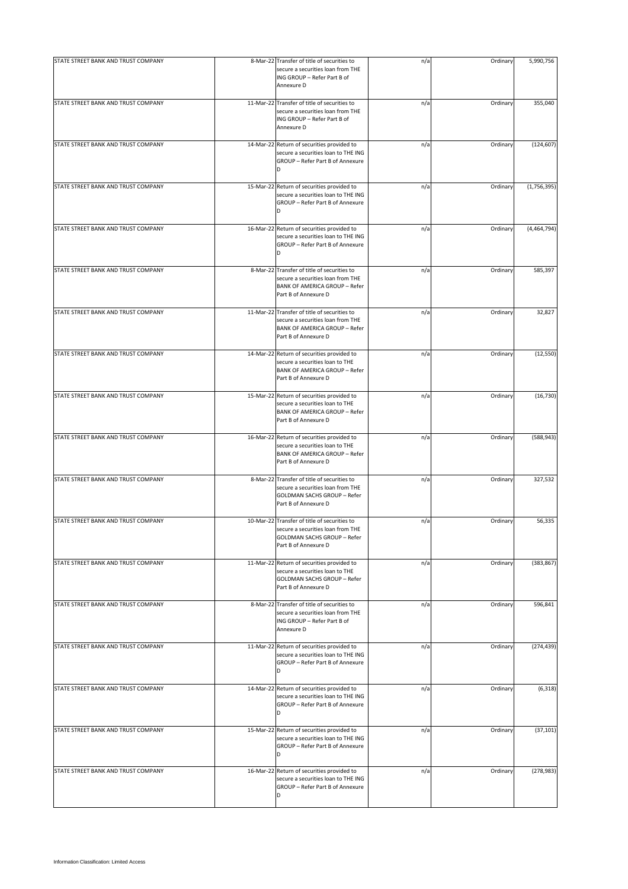| | | | | | |
|---|---|---|---|---|---|
| STATE STREET BANK AND TRUST COMPANY | 8-Mar-22 | Transfer of title of securities to secure a securities loan from THE ING GROUP – Refer Part B of Annexure D | n/a | Ordinary | 5,990,756 |
| STATE STREET BANK AND TRUST COMPANY | 11-Mar-22 | Transfer of title of securities to secure a securities loan from THE ING GROUP – Refer Part B of Annexure D | n/a | Ordinary | 355,040 |
| STATE STREET BANK AND TRUST COMPANY | 14-Mar-22 | Return of securities provided to secure a securities loan to THE ING GROUP – Refer Part B of Annexure D | n/a | Ordinary | (124,607) |
| STATE STREET BANK AND TRUST COMPANY | 15-Mar-22 | Return of securities provided to secure a securities loan to THE ING GROUP – Refer Part B of Annexure D | n/a | Ordinary | (1,756,395) |
| STATE STREET BANK AND TRUST COMPANY | 16-Mar-22 | Return of securities provided to secure a securities loan to THE ING GROUP – Refer Part B of Annexure D | n/a | Ordinary | (4,464,794) |
| STATE STREET BANK AND TRUST COMPANY | 8-Mar-22 | Transfer of title of securities to secure a securities loan from THE BANK OF AMERICA GROUP – Refer Part B of Annexure D | n/a | Ordinary | 585,397 |
| STATE STREET BANK AND TRUST COMPANY | 11-Mar-22 | Transfer of title of securities to secure a securities loan from THE BANK OF AMERICA GROUP – Refer Part B of Annexure D | n/a | Ordinary | 32,827 |
| STATE STREET BANK AND TRUST COMPANY | 14-Mar-22 | Return of securities provided to secure a securities loan to THE BANK OF AMERICA GROUP – Refer Part B of Annexure D | n/a | Ordinary | (12,550) |
| STATE STREET BANK AND TRUST COMPANY | 15-Mar-22 | Return of securities provided to secure a securities loan to THE BANK OF AMERICA GROUP – Refer Part B of Annexure D | n/a | Ordinary | (16,730) |
| STATE STREET BANK AND TRUST COMPANY | 16-Mar-22 | Return of securities provided to secure a securities loan to THE BANK OF AMERICA GROUP – Refer Part B of Annexure D | n/a | Ordinary | (588,943) |
| STATE STREET BANK AND TRUST COMPANY | 8-Mar-22 | Transfer of title of securities to secure a securities loan from THE GOLDMAN SACHS GROUP – Refer Part B of Annexure D | n/a | Ordinary | 327,532 |
| STATE STREET BANK AND TRUST COMPANY | 10-Mar-22 | Transfer of title of securities to secure a securities loan from THE GOLDMAN SACHS GROUP – Refer Part B of Annexure D | n/a | Ordinary | 56,335 |
| STATE STREET BANK AND TRUST COMPANY | 11-Mar-22 | Return of securities provided to secure a securities loan to THE GOLDMAN SACHS GROUP – Refer Part B of Annexure D | n/a | Ordinary | (383,867) |
| STATE STREET BANK AND TRUST COMPANY | 8-Mar-22 | Transfer of title of securities to secure a securities loan from THE ING GROUP – Refer Part B of Annexure D | n/a | Ordinary | 596,841 |
| STATE STREET BANK AND TRUST COMPANY | 11-Mar-22 | Return of securities provided to secure a securities loan to THE ING GROUP – Refer Part B of Annexure D | n/a | Ordinary | (274,439) |
| STATE STREET BANK AND TRUST COMPANY | 14-Mar-22 | Return of securities provided to secure a securities loan to THE ING GROUP – Refer Part B of Annexure D | n/a | Ordinary | (6,318) |
| STATE STREET BANK AND TRUST COMPANY | 15-Mar-22 | Return of securities provided to secure a securities loan to THE ING GROUP – Refer Part B of Annexure D | n/a | Ordinary | (37,101) |
| STATE STREET BANK AND TRUST COMPANY | 16-Mar-22 | Return of securities provided to secure a securities loan to THE ING GROUP – Refer Part B of Annexure D | n/a | Ordinary | (278,983) |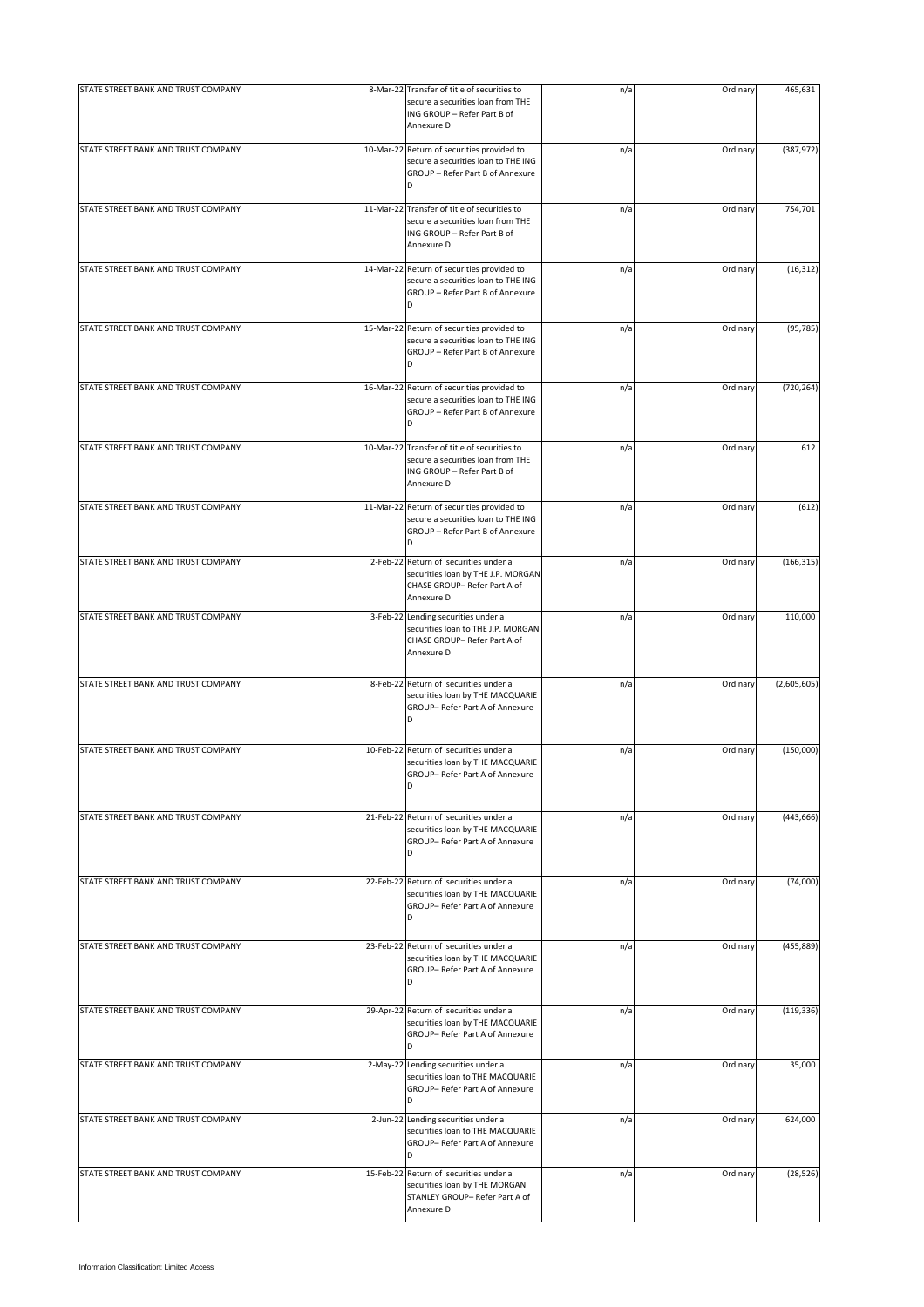| | | | | | |
|---|---|---|---|---|---|
| STATE STREET BANK AND TRUST COMPANY | 8-Mar-22 | Transfer of title of securities to secure a securities loan from THE ING GROUP – Refer Part B of Annexure D | n/a | Ordinary | 465,631 |
| STATE STREET BANK AND TRUST COMPANY | 10-Mar-22 | Return of securities provided to secure a securities loan to THE ING GROUP – Refer Part B of Annexure D | n/a | Ordinary | (387,972) |
| STATE STREET BANK AND TRUST COMPANY | 11-Mar-22 | Transfer of title of securities to secure a securities loan from THE ING GROUP – Refer Part B of Annexure D | n/a | Ordinary | 754,701 |
| STATE STREET BANK AND TRUST COMPANY | 14-Mar-22 | Return of securities provided to secure a securities loan to THE ING GROUP – Refer Part B of Annexure D | n/a | Ordinary | (16,312) |
| STATE STREET BANK AND TRUST COMPANY | 15-Mar-22 | Return of securities provided to secure a securities loan to THE ING GROUP – Refer Part B of Annexure D | n/a | Ordinary | (95,785) |
| STATE STREET BANK AND TRUST COMPANY | 16-Mar-22 | Return of securities provided to secure a securities loan to THE ING GROUP – Refer Part B of Annexure D | n/a | Ordinary | (720,264) |
| STATE STREET BANK AND TRUST COMPANY | 10-Mar-22 | Transfer of title of securities to secure a securities loan from THE ING GROUP – Refer Part B of Annexure D | n/a | Ordinary | 612 |
| STATE STREET BANK AND TRUST COMPANY | 11-Mar-22 | Return of securities provided to secure a securities loan to THE ING GROUP – Refer Part B of Annexure D | n/a | Ordinary | (612) |
| STATE STREET BANK AND TRUST COMPANY | 2-Feb-22 | Return of securities under a securities loan by THE J.P. MORGAN CHASE GROUP– Refer Part A of Annexure D | n/a | Ordinary | (166,315) |
| STATE STREET BANK AND TRUST COMPANY | 3-Feb-22 | Lending securities under a securities loan to THE J.P. MORGAN CHASE GROUP– Refer Part A of Annexure D | n/a | Ordinary | 110,000 |
| STATE STREET BANK AND TRUST COMPANY | 8-Feb-22 | Return of securities under a securities loan by THE MACQUARIE GROUP– Refer Part A of Annexure D | n/a | Ordinary | (2,605,605) |
| STATE STREET BANK AND TRUST COMPANY | 10-Feb-22 | Return of securities under a securities loan by THE MACQUARIE GROUP– Refer Part A of Annexure D | n/a | Ordinary | (150,000) |
| STATE STREET BANK AND TRUST COMPANY | 21-Feb-22 | Return of securities under a securities loan by THE MACQUARIE GROUP– Refer Part A of Annexure D | n/a | Ordinary | (443,666) |
| STATE STREET BANK AND TRUST COMPANY | 22-Feb-22 | Return of securities under a securities loan by THE MACQUARIE GROUP– Refer Part A of Annexure D | n/a | Ordinary | (74,000) |
| STATE STREET BANK AND TRUST COMPANY | 23-Feb-22 | Return of securities under a securities loan by THE MACQUARIE GROUP– Refer Part A of Annexure D | n/a | Ordinary | (455,889) |
| STATE STREET BANK AND TRUST COMPANY | 29-Apr-22 | Return of securities under a securities loan by THE MACQUARIE GROUP– Refer Part A of Annexure D | n/a | Ordinary | (119,336) |
| STATE STREET BANK AND TRUST COMPANY | 2-May-22 | Lending securities under a securities loan to THE MACQUARIE GROUP– Refer Part A of Annexure D | n/a | Ordinary | 35,000 |
| STATE STREET BANK AND TRUST COMPANY | 2-Jun-22 | Lending securities under a securities loan to THE MACQUARIE GROUP– Refer Part A of Annexure D | n/a | Ordinary | 624,000 |
| STATE STREET BANK AND TRUST COMPANY | 15-Feb-22 | Return of securities under a securities loan by THE MORGAN STANLEY GROUP– Refer Part A of Annexure D | n/a | Ordinary | (28,526) |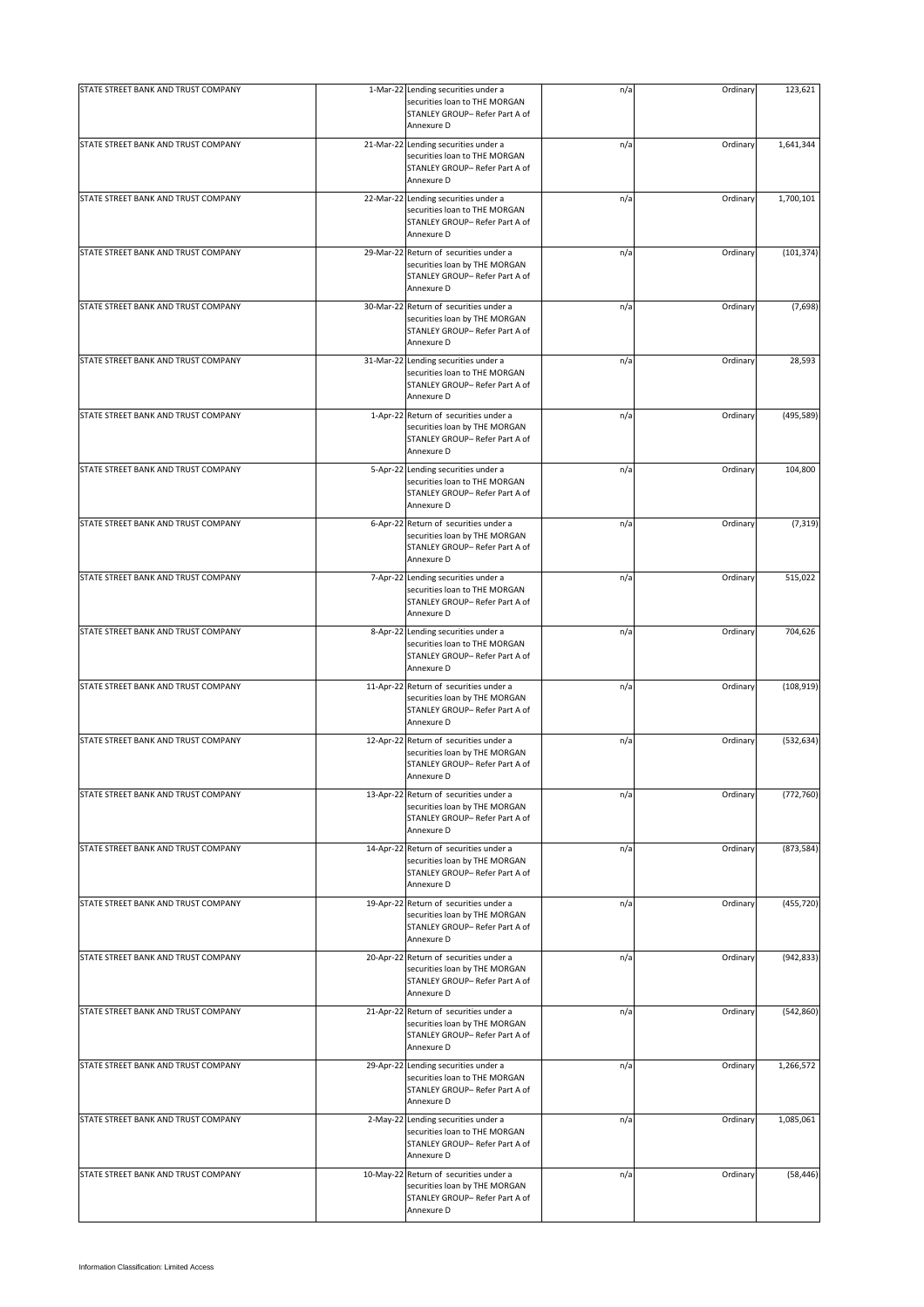| | | | | | |
|---|---|---|---|---|---|
| STATE STREET BANK AND TRUST COMPANY | 1-Mar-22 | Lending securities under a securities loan to THE MORGAN STANLEY GROUP– Refer Part A of Annexure D | n/a | Ordinary | 123,621 |
| STATE STREET BANK AND TRUST COMPANY | 21-Mar-22 | Lending securities under a securities loan to THE MORGAN STANLEY GROUP– Refer Part A of Annexure D | n/a | Ordinary | 1,641,344 |
| STATE STREET BANK AND TRUST COMPANY | 22-Mar-22 | Lending securities under a securities loan to THE MORGAN STANLEY GROUP– Refer Part A of Annexure D | n/a | Ordinary | 1,700,101 |
| STATE STREET BANK AND TRUST COMPANY | 29-Mar-22 | Return of securities under a securities loan by THE MORGAN STANLEY GROUP– Refer Part A of Annexure D | n/a | Ordinary | (101,374) |
| STATE STREET BANK AND TRUST COMPANY | 30-Mar-22 | Return of securities under a securities loan by THE MORGAN STANLEY GROUP– Refer Part A of Annexure D | n/a | Ordinary | (7,698) |
| STATE STREET BANK AND TRUST COMPANY | 31-Mar-22 | Lending securities under a securities loan to THE MORGAN STANLEY GROUP– Refer Part A of Annexure D | n/a | Ordinary | 28,593 |
| STATE STREET BANK AND TRUST COMPANY | 1-Apr-22 | Return of securities under a securities loan by THE MORGAN STANLEY GROUP– Refer Part A of Annexure D | n/a | Ordinary | (495,589) |
| STATE STREET BANK AND TRUST COMPANY | 5-Apr-22 | Lending securities under a securities loan to THE MORGAN STANLEY GROUP– Refer Part A of Annexure D | n/a | Ordinary | 104,800 |
| STATE STREET BANK AND TRUST COMPANY | 6-Apr-22 | Return of securities under a securities loan by THE MORGAN STANLEY GROUP– Refer Part A of Annexure D | n/a | Ordinary | (7,319) |
| STATE STREET BANK AND TRUST COMPANY | 7-Apr-22 | Lending securities under a securities loan to THE MORGAN STANLEY GROUP– Refer Part A of Annexure D | n/a | Ordinary | 515,022 |
| STATE STREET BANK AND TRUST COMPANY | 8-Apr-22 | Lending securities under a securities loan to THE MORGAN STANLEY GROUP– Refer Part A of Annexure D | n/a | Ordinary | 704,626 |
| STATE STREET BANK AND TRUST COMPANY | 11-Apr-22 | Return of securities under a securities loan by THE MORGAN STANLEY GROUP– Refer Part A of Annexure D | n/a | Ordinary | (108,919) |
| STATE STREET BANK AND TRUST COMPANY | 12-Apr-22 | Return of securities under a securities loan by THE MORGAN STANLEY GROUP– Refer Part A of Annexure D | n/a | Ordinary | (532,634) |
| STATE STREET BANK AND TRUST COMPANY | 13-Apr-22 | Return of securities under a securities loan by THE MORGAN STANLEY GROUP– Refer Part A of Annexure D | n/a | Ordinary | (772,760) |
| STATE STREET BANK AND TRUST COMPANY | 14-Apr-22 | Return of securities under a securities loan by THE MORGAN STANLEY GROUP– Refer Part A of Annexure D | n/a | Ordinary | (873,584) |
| STATE STREET BANK AND TRUST COMPANY | 19-Apr-22 | Return of securities under a securities loan by THE MORGAN STANLEY GROUP– Refer Part A of Annexure D | n/a | Ordinary | (455,720) |
| STATE STREET BANK AND TRUST COMPANY | 20-Apr-22 | Return of securities under a securities loan by THE MORGAN STANLEY GROUP– Refer Part A of Annexure D | n/a | Ordinary | (942,833) |
| STATE STREET BANK AND TRUST COMPANY | 21-Apr-22 | Return of securities under a securities loan by THE MORGAN STANLEY GROUP– Refer Part A of Annexure D | n/a | Ordinary | (542,860) |
| STATE STREET BANK AND TRUST COMPANY | 29-Apr-22 | Lending securities under a securities loan to THE MORGAN STANLEY GROUP– Refer Part A of Annexure D | n/a | Ordinary | 1,266,572 |
| STATE STREET BANK AND TRUST COMPANY | 2-May-22 | Lending securities under a securities loan to THE MORGAN STANLEY GROUP– Refer Part A of Annexure D | n/a | Ordinary | 1,085,061 |
| STATE STREET BANK AND TRUST COMPANY | 10-May-22 | Return of securities under a securities loan by THE MORGAN STANLEY GROUP– Refer Part A of Annexure D | n/a | Ordinary | (58,446) |

Information Classification: Limited Access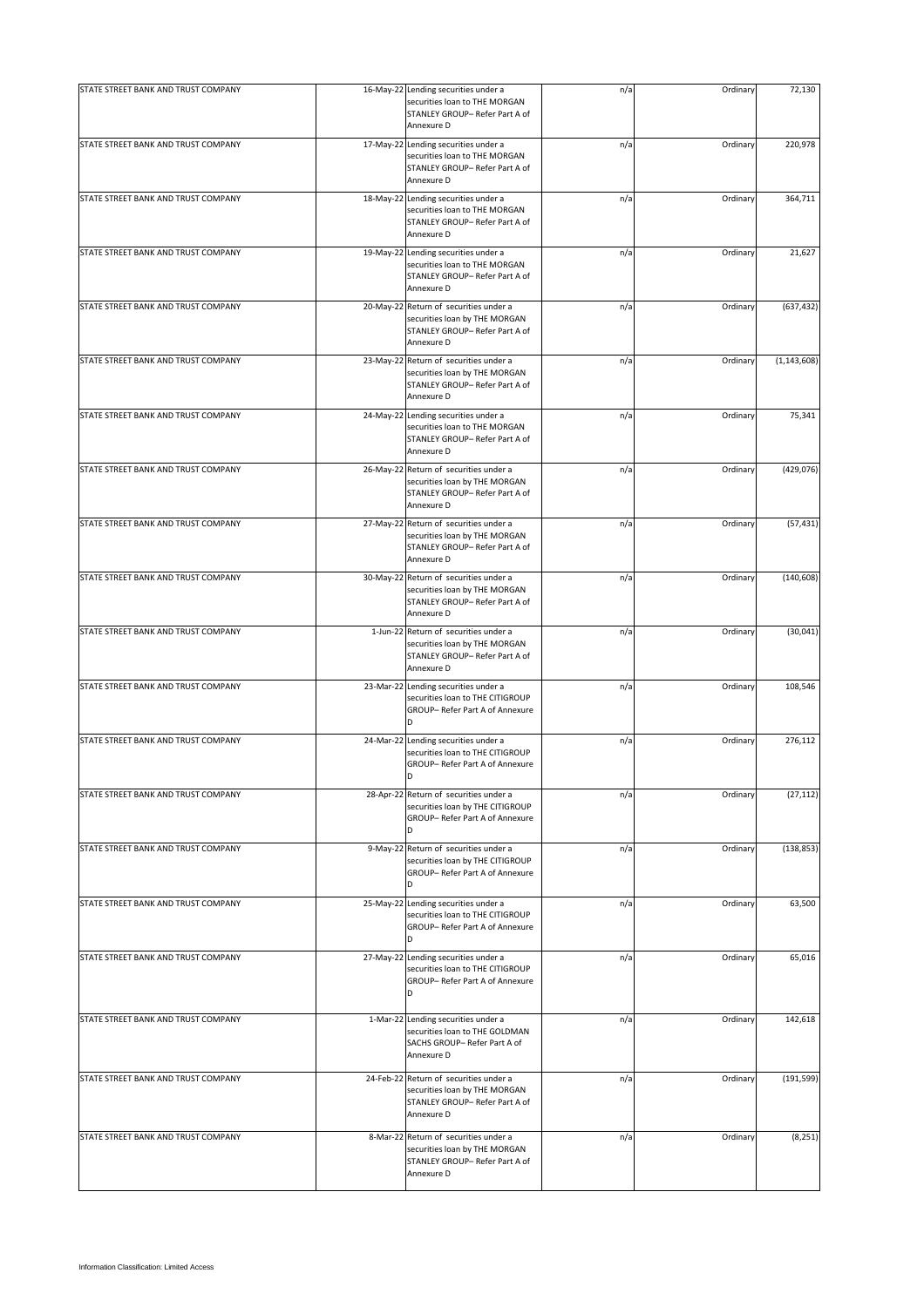| STATE STREET BANK AND TRUST COMPANY | 16-May-22 | Lending securities under a securities loan to THE MORGAN STANLEY GROUP– Refer Part A of Annexure D | n/a | Ordinary | 72,130 |
|---|---|---|---|---|---|
| STATE STREET BANK AND TRUST COMPANY | 17-May-22 | Lending securities under a securities loan to THE MORGAN STANLEY GROUP– Refer Part A of Annexure D | n/a | Ordinary | 220,978 |
| STATE STREET BANK AND TRUST COMPANY | 18-May-22 | Lending securities under a securities loan to THE MORGAN STANLEY GROUP– Refer Part A of Annexure D | n/a | Ordinary | 364,711 |
| STATE STREET BANK AND TRUST COMPANY | 19-May-22 | Lending securities under a securities loan to THE MORGAN STANLEY GROUP– Refer Part A of Annexure D | n/a | Ordinary | 21,627 |
| STATE STREET BANK AND TRUST COMPANY | 20-May-22 | Return of securities under a securities loan by THE MORGAN STANLEY GROUP– Refer Part A of Annexure D | n/a | Ordinary | (637,432) |
| STATE STREET BANK AND TRUST COMPANY | 23-May-22 | Return of securities under a securities loan by THE MORGAN STANLEY GROUP– Refer Part A of Annexure D | n/a | Ordinary | (1,143,608) |
| STATE STREET BANK AND TRUST COMPANY | 24-May-22 | Lending securities under a securities loan to THE MORGAN STANLEY GROUP– Refer Part A of Annexure D | n/a | Ordinary | 75,341 |
| STATE STREET BANK AND TRUST COMPANY | 26-May-22 | Return of securities under a securities loan by THE MORGAN STANLEY GROUP– Refer Part A of Annexure D | n/a | Ordinary | (429,076) |
| STATE STREET BANK AND TRUST COMPANY | 27-May-22 | Return of securities under a securities loan by THE MORGAN STANLEY GROUP– Refer Part A of Annexure D | n/a | Ordinary | (57,431) |
| STATE STREET BANK AND TRUST COMPANY | 30-May-22 | Return of securities under a securities loan by THE MORGAN STANLEY GROUP– Refer Part A of Annexure D | n/a | Ordinary | (140,608) |
| STATE STREET BANK AND TRUST COMPANY | 1-Jun-22 | Return of securities under a securities loan by THE MORGAN STANLEY GROUP– Refer Part A of Annexure D | n/a | Ordinary | (30,041) |
| STATE STREET BANK AND TRUST COMPANY | 23-Mar-22 | Lending securities under a securities loan to THE CITIGROUP GROUP– Refer Part A of Annexure D | n/a | Ordinary | 108,546 |
| STATE STREET BANK AND TRUST COMPANY | 24-Mar-22 | Lending securities under a securities loan to THE CITIGROUP GROUP– Refer Part A of Annexure D | n/a | Ordinary | 276,112 |
| STATE STREET BANK AND TRUST COMPANY | 28-Apr-22 | Return of securities under a securities loan by THE CITIGROUP GROUP– Refer Part A of Annexure D | n/a | Ordinary | (27,112) |
| STATE STREET BANK AND TRUST COMPANY | 9-May-22 | Return of securities under a securities loan by THE CITIGROUP GROUP– Refer Part A of Annexure D | n/a | Ordinary | (138,853) |
| STATE STREET BANK AND TRUST COMPANY | 25-May-22 | Lending securities under a securities loan to THE CITIGROUP GROUP– Refer Part A of Annexure D | n/a | Ordinary | 63,500 |
| STATE STREET BANK AND TRUST COMPANY | 27-May-22 | Lending securities under a securities loan to THE CITIGROUP GROUP– Refer Part A of Annexure D | n/a | Ordinary | 65,016 |
| STATE STREET BANK AND TRUST COMPANY | 1-Mar-22 | Lending securities under a securities loan to THE GOLDMAN SACHS GROUP– Refer Part A of Annexure D | n/a | Ordinary | 142,618 |
| STATE STREET BANK AND TRUST COMPANY | 24-Feb-22 | Return of securities under a securities loan by THE MORGAN STANLEY GROUP– Refer Part A of Annexure D | n/a | Ordinary | (191,599) |
| STATE STREET BANK AND TRUST COMPANY | 8-Mar-22 | Return of securities under a securities loan by THE MORGAN STANLEY GROUP– Refer Part A of Annexure D | n/a | Ordinary | (8,251) |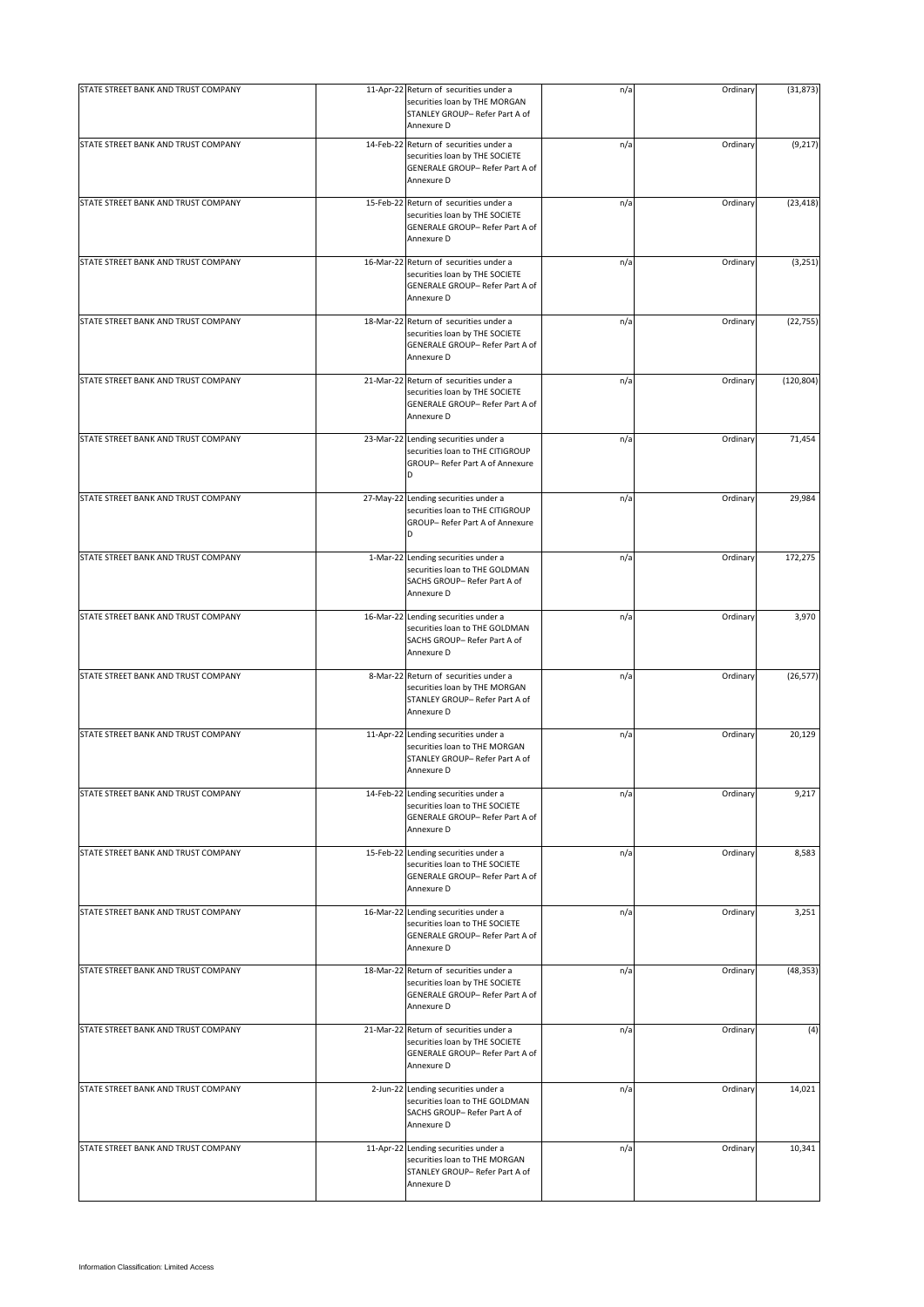| | | | | | |
|---|---|---|---|---|---|
| STATE STREET BANK AND TRUST COMPANY | 11-Apr-22 | Return of securities under a securities loan by THE MORGAN STANLEY GROUP– Refer Part A of Annexure D | n/a | Ordinary | (31,873) |
| STATE STREET BANK AND TRUST COMPANY | 14-Feb-22 | Return of securities under a securities loan by THE SOCIETE GENERALE GROUP– Refer Part A of Annexure D | n/a | Ordinary | (9,217) |
| STATE STREET BANK AND TRUST COMPANY | 15-Feb-22 | Return of securities under a securities loan by THE SOCIETE GENERALE GROUP– Refer Part A of Annexure D | n/a | Ordinary | (23,418) |
| STATE STREET BANK AND TRUST COMPANY | 16-Mar-22 | Return of securities under a securities loan by THE SOCIETE GENERALE GROUP– Refer Part A of Annexure D | n/a | Ordinary | (3,251) |
| STATE STREET BANK AND TRUST COMPANY | 18-Mar-22 | Return of securities under a securities loan by THE SOCIETE GENERALE GROUP– Refer Part A of Annexure D | n/a | Ordinary | (22,755) |
| STATE STREET BANK AND TRUST COMPANY | 21-Mar-22 | Return of securities under a securities loan by THE SOCIETE GENERALE GROUP– Refer Part A of Annexure D | n/a | Ordinary | (120,804) |
| STATE STREET BANK AND TRUST COMPANY | 23-Mar-22 | Lending securities under a securities loan to THE CITIGROUP GROUP– Refer Part A of Annexure D | n/a | Ordinary | 71,454 |
| STATE STREET BANK AND TRUST COMPANY | 27-May-22 | Lending securities under a securities loan to THE CITIGROUP GROUP– Refer Part A of Annexure D | n/a | Ordinary | 29,984 |
| STATE STREET BANK AND TRUST COMPANY | 1-Mar-22 | Lending securities under a securities loan to THE GOLDMAN SACHS GROUP– Refer Part A of Annexure D | n/a | Ordinary | 172,275 |
| STATE STREET BANK AND TRUST COMPANY | 16-Mar-22 | Lending securities under a securities loan to THE GOLDMAN SACHS GROUP– Refer Part A of Annexure D | n/a | Ordinary | 3,970 |
| STATE STREET BANK AND TRUST COMPANY | 8-Mar-22 | Return of securities under a securities loan by THE MORGAN STANLEY GROUP– Refer Part A of Annexure D | n/a | Ordinary | (26,577) |
| STATE STREET BANK AND TRUST COMPANY | 11-Apr-22 | Lending securities under a securities loan to THE MORGAN STANLEY GROUP– Refer Part A of Annexure D | n/a | Ordinary | 20,129 |
| STATE STREET BANK AND TRUST COMPANY | 14-Feb-22 | Lending securities under a securities loan to THE SOCIETE GENERALE GROUP– Refer Part A of Annexure D | n/a | Ordinary | 9,217 |
| STATE STREET BANK AND TRUST COMPANY | 15-Feb-22 | Lending securities under a securities loan to THE SOCIETE GENERALE GROUP– Refer Part A of Annexure D | n/a | Ordinary | 8,583 |
| STATE STREET BANK AND TRUST COMPANY | 16-Mar-22 | Lending securities under a securities loan to THE SOCIETE GENERALE GROUP– Refer Part A of Annexure D | n/a | Ordinary | 3,251 |
| STATE STREET BANK AND TRUST COMPANY | 18-Mar-22 | Return of securities under a securities loan by THE SOCIETE GENERALE GROUP– Refer Part A of Annexure D | n/a | Ordinary | (48,353) |
| STATE STREET BANK AND TRUST COMPANY | 21-Mar-22 | Return of securities under a securities loan by THE SOCIETE GENERALE GROUP– Refer Part A of Annexure D | n/a | Ordinary | (4) |
| STATE STREET BANK AND TRUST COMPANY | 2-Jun-22 | Lending securities under a securities loan to THE GOLDMAN SACHS GROUP– Refer Part A of Annexure D | n/a | Ordinary | 14,021 |
| STATE STREET BANK AND TRUST COMPANY | 11-Apr-22 | Lending securities under a securities loan to THE MORGAN STANLEY GROUP– Refer Part A of Annexure D | n/a | Ordinary | 10,341 |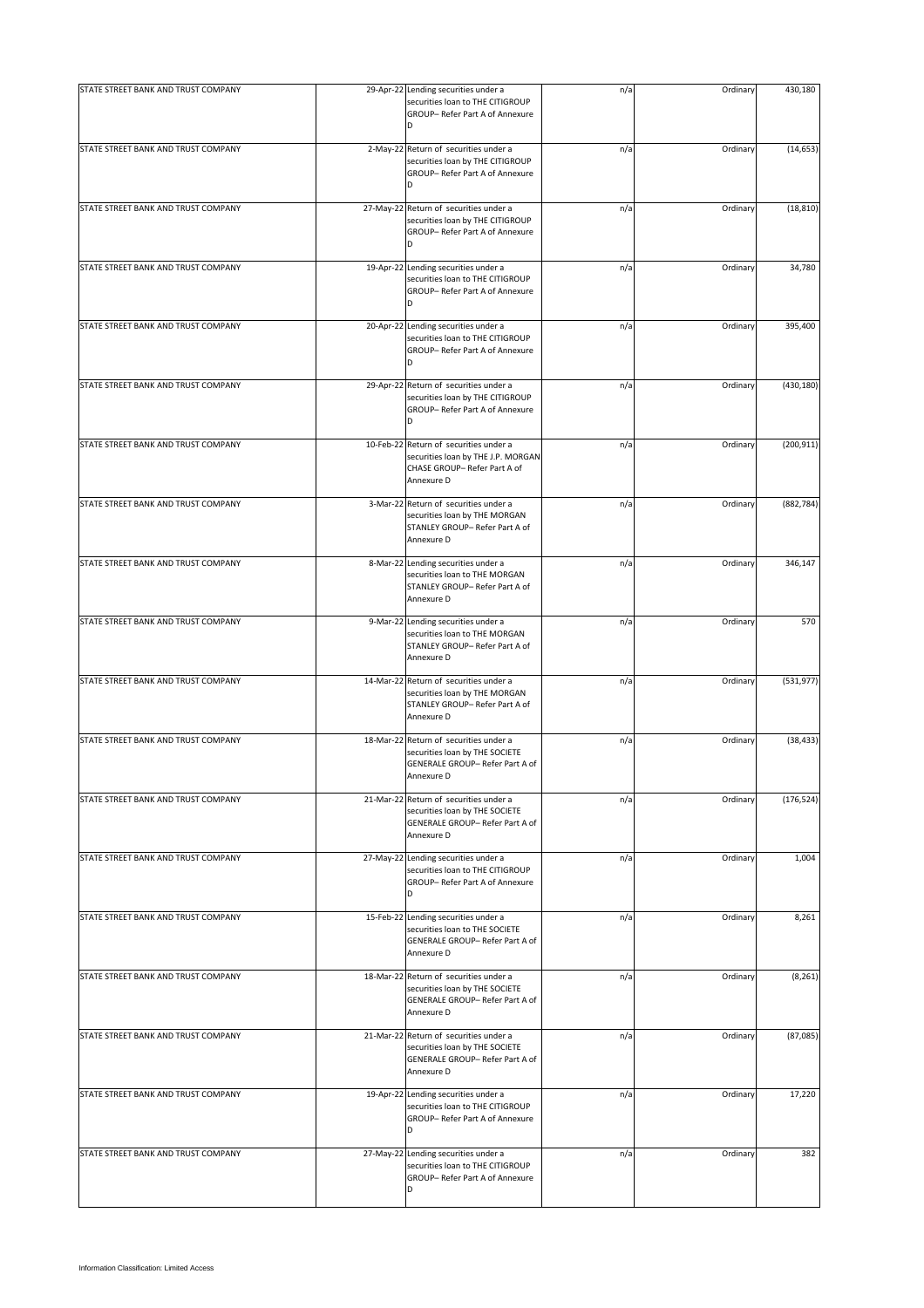| | | | | | |
|---|---|---|---|---|---|
| STATE STREET BANK AND TRUST COMPANY | 29-Apr-22 | Lending securities under a securities loan to THE CITIGROUP GROUP– Refer Part A of Annexure D | n/a | Ordinary | 430,180 |
| STATE STREET BANK AND TRUST COMPANY | 2-May-22 | Return of securities under a securities loan by THE CITIGROUP GROUP– Refer Part A of Annexure D | n/a | Ordinary | (14,653) |
| STATE STREET BANK AND TRUST COMPANY | 27-May-22 | Return of securities under a securities loan by THE CITIGROUP GROUP– Refer Part A of Annexure D | n/a | Ordinary | (18,810) |
| STATE STREET BANK AND TRUST COMPANY | 19-Apr-22 | Lending securities under a securities loan to THE CITIGROUP GROUP– Refer Part A of Annexure D | n/a | Ordinary | 34,780 |
| STATE STREET BANK AND TRUST COMPANY | 20-Apr-22 | Lending securities under a securities loan to THE CITIGROUP GROUP– Refer Part A of Annexure D | n/a | Ordinary | 395,400 |
| STATE STREET BANK AND TRUST COMPANY | 29-Apr-22 | Return of securities under a securities loan by THE CITIGROUP GROUP– Refer Part A of Annexure D | n/a | Ordinary | (430,180) |
| STATE STREET BANK AND TRUST COMPANY | 10-Feb-22 | Return of securities under a securities loan by THE J.P. MORGAN CHASE GROUP– Refer Part A of Annexure D | n/a | Ordinary | (200,911) |
| STATE STREET BANK AND TRUST COMPANY | 3-Mar-22 | Return of securities under a securities loan by THE MORGAN STANLEY GROUP– Refer Part A of Annexure D | n/a | Ordinary | (882,784) |
| STATE STREET BANK AND TRUST COMPANY | 8-Mar-22 | Lending securities under a securities loan to THE MORGAN STANLEY GROUP– Refer Part A of Annexure D | n/a | Ordinary | 346,147 |
| STATE STREET BANK AND TRUST COMPANY | 9-Mar-22 | Lending securities under a securities loan to THE MORGAN STANLEY GROUP– Refer Part A of Annexure D | n/a | Ordinary | 570 |
| STATE STREET BANK AND TRUST COMPANY | 14-Mar-22 | Return of securities under a securities loan by THE MORGAN STANLEY GROUP– Refer Part A of Annexure D | n/a | Ordinary | (531,977) |
| STATE STREET BANK AND TRUST COMPANY | 18-Mar-22 | Return of securities under a securities loan by THE SOCIETE GENERALE GROUP– Refer Part A of Annexure D | n/a | Ordinary | (38,433) |
| STATE STREET BANK AND TRUST COMPANY | 21-Mar-22 | Return of securities under a securities loan by THE SOCIETE GENERALE GROUP– Refer Part A of Annexure D | n/a | Ordinary | (176,524) |
| STATE STREET BANK AND TRUST COMPANY | 27-May-22 | Lending securities under a securities loan to THE CITIGROUP GROUP– Refer Part A of Annexure D | n/a | Ordinary | 1,004 |
| STATE STREET BANK AND TRUST COMPANY | 15-Feb-22 | Lending securities under a securities loan to THE SOCIETE GENERALE GROUP– Refer Part A of Annexure D | n/a | Ordinary | 8,261 |
| STATE STREET BANK AND TRUST COMPANY | 18-Mar-22 | Return of securities under a securities loan by THE SOCIETE GENERALE GROUP– Refer Part A of Annexure D | n/a | Ordinary | (8,261) |
| STATE STREET BANK AND TRUST COMPANY | 21-Mar-22 | Return of securities under a securities loan by THE SOCIETE GENERALE GROUP– Refer Part A of Annexure D | n/a | Ordinary | (87,085) |
| STATE STREET BANK AND TRUST COMPANY | 19-Apr-22 | Lending securities under a securities loan to THE CITIGROUP GROUP– Refer Part A of Annexure D | n/a | Ordinary | 17,220 |
| STATE STREET BANK AND TRUST COMPANY | 27-May-22 | Lending securities under a securities loan to THE CITIGROUP GROUP– Refer Part A of Annexure D | n/a | Ordinary | 382 |

Information Classification: Limited Access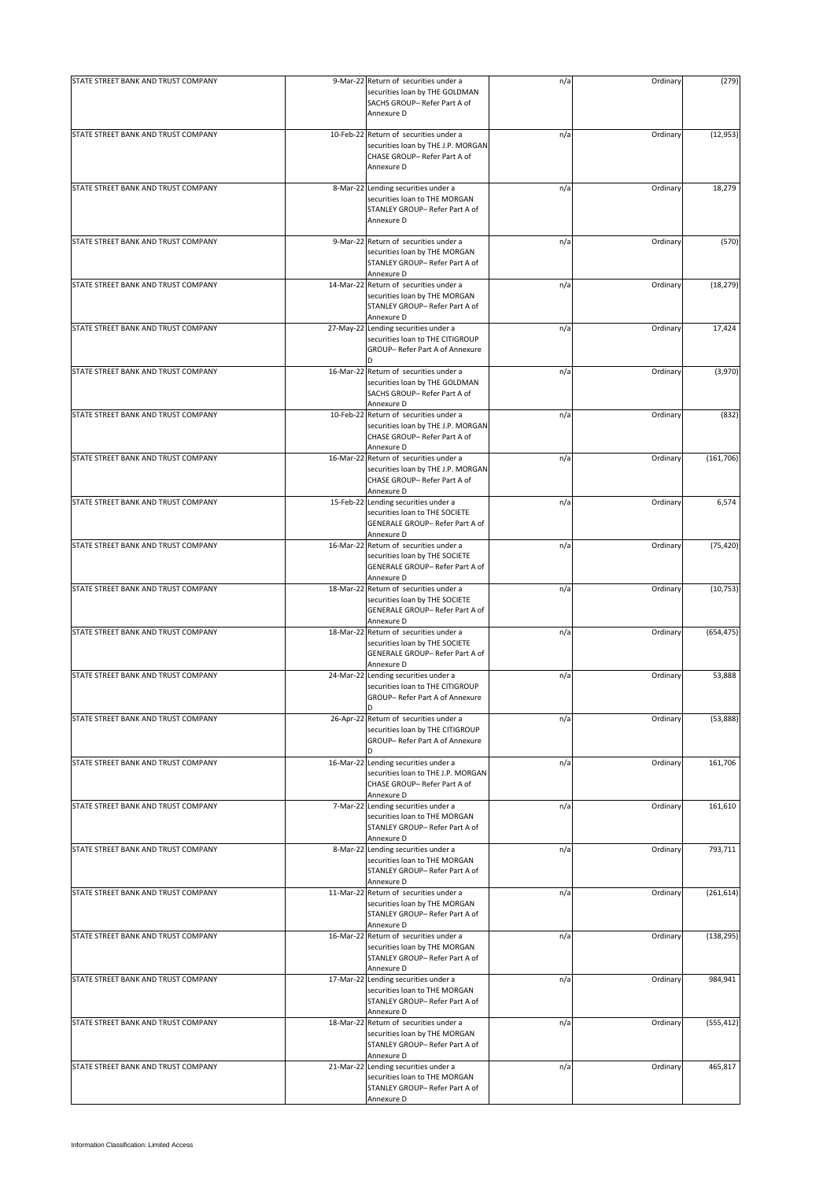| STATE STREET BANK AND TRUST COMPANY | 9-Mar-22 | Return of securities under a securities loan by THE GOLDMAN SACHS GROUP– Refer Part A of Annexure D | n/a | Ordinary | (279) |
|---|---|---|---|---|---|
| STATE STREET BANK AND TRUST COMPANY | 10-Feb-22 | Return of securities under a securities loan by THE J.P. MORGAN CHASE GROUP– Refer Part A of Annexure D | n/a | Ordinary | (12,953) |
| STATE STREET BANK AND TRUST COMPANY | 8-Mar-22 | Lending securities under a securities loan to THE MORGAN STANLEY GROUP– Refer Part A of Annexure D | n/a | Ordinary | 18,279 |
| STATE STREET BANK AND TRUST COMPANY | 9-Mar-22 | Return of securities under a securities loan by THE MORGAN STANLEY GROUP– Refer Part A of Annexure D | n/a | Ordinary | (570) |
| STATE STREET BANK AND TRUST COMPANY | 14-Mar-22 | Return of securities under a securities loan by THE MORGAN STANLEY GROUP– Refer Part A of Annexure D | n/a | Ordinary | (18,279) |
| STATE STREET BANK AND TRUST COMPANY | 27-May-22 | Lending securities under a securities loan to THE CITIGROUP GROUP– Refer Part A of Annexure D | n/a | Ordinary | 17,424 |
| STATE STREET BANK AND TRUST COMPANY | 16-Mar-22 | Return of securities under a securities loan by THE GOLDMAN SACHS GROUP– Refer Part A of Annexure D | n/a | Ordinary | (3,970) |
| STATE STREET BANK AND TRUST COMPANY | 10-Feb-22 | Return of securities under a securities loan by THE J.P. MORGAN CHASE GROUP– Refer Part A of Annexure D | n/a | Ordinary | (832) |
| STATE STREET BANK AND TRUST COMPANY | 16-Mar-22 | Return of securities under a securities loan by THE J.P. MORGAN CHASE GROUP– Refer Part A of Annexure D | n/a | Ordinary | (161,706) |
| STATE STREET BANK AND TRUST COMPANY | 15-Feb-22 | Lending securities under a securities loan to THE SOCIETE GENERALE GROUP– Refer Part A of Annexure D | n/a | Ordinary | 6,574 |
| STATE STREET BANK AND TRUST COMPANY | 16-Mar-22 | Return of securities under a securities loan by THE SOCIETE GENERALE GROUP– Refer Part A of Annexure D | n/a | Ordinary | (75,420) |
| STATE STREET BANK AND TRUST COMPANY | 18-Mar-22 | Return of securities under a securities loan by THE SOCIETE GENERALE GROUP– Refer Part A of Annexure D | n/a | Ordinary | (10,753) |
| STATE STREET BANK AND TRUST COMPANY | 18-Mar-22 | Return of securities under a securities loan by THE SOCIETE GENERALE GROUP– Refer Part A of Annexure D | n/a | Ordinary | (654,475) |
| STATE STREET BANK AND TRUST COMPANY | 24-Mar-22 | Lending securities under a securities loan to THE CITIGROUP GROUP– Refer Part A of Annexure D | n/a | Ordinary | 53,888 |
| STATE STREET BANK AND TRUST COMPANY | 26-Apr-22 | Return of securities under a securities loan by THE CITIGROUP GROUP– Refer Part A of Annexure D | n/a | Ordinary | (53,888) |
| STATE STREET BANK AND TRUST COMPANY | 16-Mar-22 | Lending securities under a securities loan to THE J.P. MORGAN CHASE GROUP– Refer Part A of Annexure D | n/a | Ordinary | 161,706 |
| STATE STREET BANK AND TRUST COMPANY | 7-Mar-22 | Lending securities under a securities loan to THE MORGAN STANLEY GROUP– Refer Part A of Annexure D | n/a | Ordinary | 161,610 |
| STATE STREET BANK AND TRUST COMPANY | 8-Mar-22 | Lending securities under a securities loan to THE MORGAN STANLEY GROUP– Refer Part A of Annexure D | n/a | Ordinary | 793,711 |
| STATE STREET BANK AND TRUST COMPANY | 11-Mar-22 | Return of securities under a securities loan by THE MORGAN STANLEY GROUP– Refer Part A of Annexure D | n/a | Ordinary | (261,614) |
| STATE STREET BANK AND TRUST COMPANY | 16-Mar-22 | Return of securities under a securities loan by THE MORGAN STANLEY GROUP– Refer Part A of Annexure D | n/a | Ordinary | (138,295) |
| STATE STREET BANK AND TRUST COMPANY | 17-Mar-22 | Lending securities under a securities loan to THE MORGAN STANLEY GROUP– Refer Part A of Annexure D | n/a | Ordinary | 984,941 |
| STATE STREET BANK AND TRUST COMPANY | 18-Mar-22 | Return of securities under a securities loan by THE MORGAN STANLEY GROUP– Refer Part A of Annexure D | n/a | Ordinary | (555,412) |
| STATE STREET BANK AND TRUST COMPANY | 21-Mar-22 | Lending securities under a securities loan to THE MORGAN STANLEY GROUP– Refer Part A of Annexure D | n/a | Ordinary | 465,817 |

Information Classification: Limited Access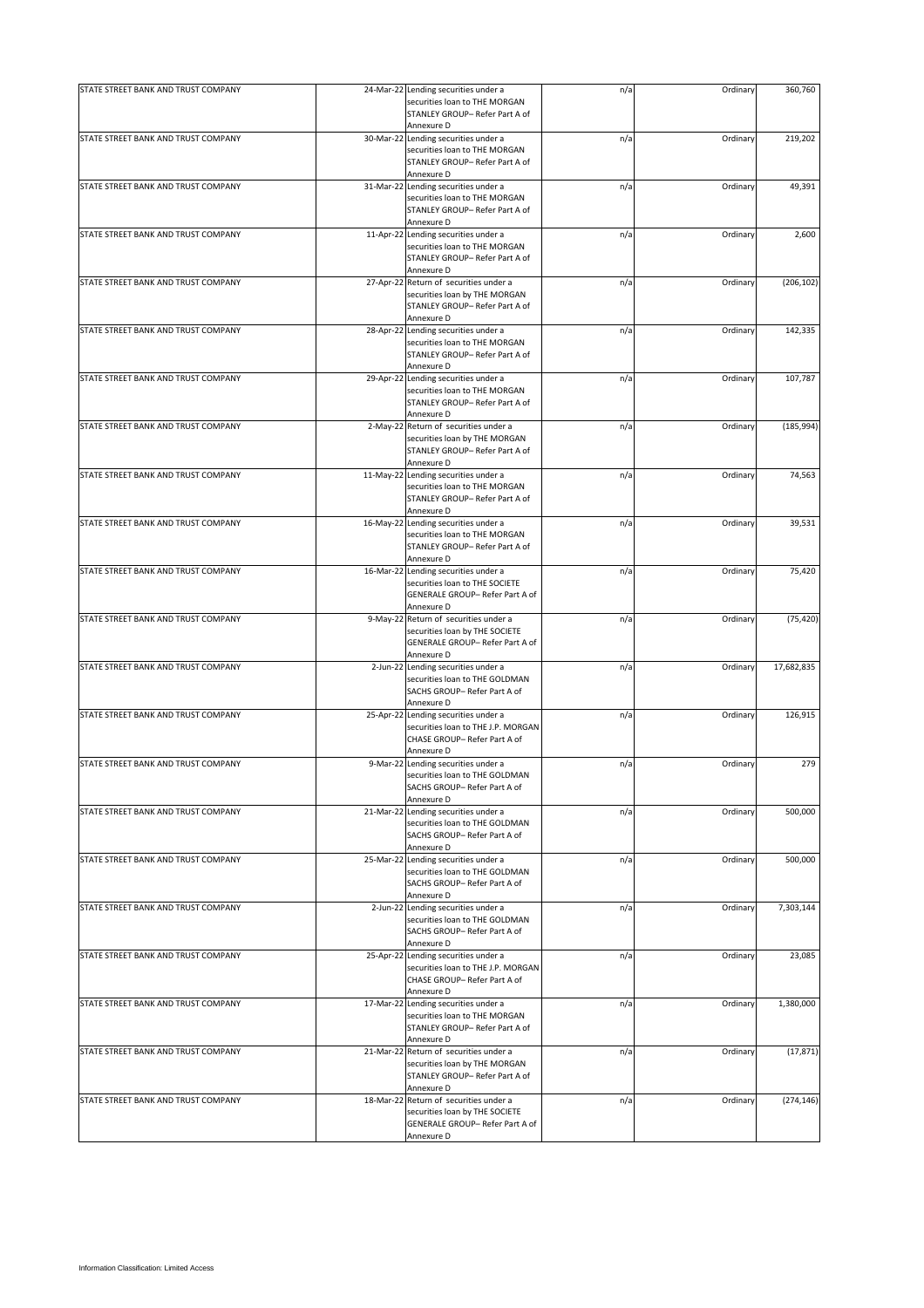| STATE STREET BANK AND TRUST COMPANY | 24-Mar-22 | Lending securities under a securities loan to THE MORGAN STANLEY GROUP– Refer Part A of Annexure D | n/a | Ordinary | 360,760 |
|---|---|---|---|---|---|
| STATE STREET BANK AND TRUST COMPANY | 30-Mar-22 | Lending securities under a securities loan to THE MORGAN STANLEY GROUP– Refer Part A of Annexure D | n/a | Ordinary | 219,202 |
| STATE STREET BANK AND TRUST COMPANY | 31-Mar-22 | Lending securities under a securities loan to THE MORGAN STANLEY GROUP– Refer Part A of Annexure D | n/a | Ordinary | 49,391 |
| STATE STREET BANK AND TRUST COMPANY | 11-Apr-22 | Lending securities under a securities loan to THE MORGAN STANLEY GROUP– Refer Part A of Annexure D | n/a | Ordinary | 2,600 |
| STATE STREET BANK AND TRUST COMPANY | 27-Apr-22 | Return of securities under a securities loan by THE MORGAN STANLEY GROUP– Refer Part A of Annexure D | n/a | Ordinary | (206,102) |
| STATE STREET BANK AND TRUST COMPANY | 28-Apr-22 | Lending securities under a securities loan to THE MORGAN STANLEY GROUP– Refer Part A of Annexure D | n/a | Ordinary | 142,335 |
| STATE STREET BANK AND TRUST COMPANY | 29-Apr-22 | Lending securities under a securities loan to THE MORGAN STANLEY GROUP– Refer Part A of Annexure D | n/a | Ordinary | 107,787 |
| STATE STREET BANK AND TRUST COMPANY | 2-May-22 | Return of securities under a securities loan by THE MORGAN STANLEY GROUP– Refer Part A of Annexure D | n/a | Ordinary | (185,994) |
| STATE STREET BANK AND TRUST COMPANY | 11-May-22 | Lending securities under a securities loan to THE MORGAN STANLEY GROUP– Refer Part A of Annexure D | n/a | Ordinary | 74,563 |
| STATE STREET BANK AND TRUST COMPANY | 16-May-22 | Lending securities under a securities loan to THE MORGAN STANLEY GROUP– Refer Part A of Annexure D | n/a | Ordinary | 39,531 |
| STATE STREET BANK AND TRUST COMPANY | 16-Mar-22 | Lending securities under a securities loan to THE SOCIETE GENERALE GROUP– Refer Part A of Annexure D | n/a | Ordinary | 75,420 |
| STATE STREET BANK AND TRUST COMPANY | 9-May-22 | Return of securities under a securities loan by THE SOCIETE GENERALE GROUP– Refer Part A of Annexure D | n/a | Ordinary | (75,420) |
| STATE STREET BANK AND TRUST COMPANY | 2-Jun-22 | Lending securities under a securities loan to THE GOLDMAN SACHS GROUP– Refer Part A of Annexure D | n/a | Ordinary | 17,682,835 |
| STATE STREET BANK AND TRUST COMPANY | 25-Apr-22 | Lending securities under a securities loan to THE J.P. MORGAN CHASE GROUP– Refer Part A of Annexure D | n/a | Ordinary | 126,915 |
| STATE STREET BANK AND TRUST COMPANY | 9-Mar-22 | Lending securities under a securities loan to THE GOLDMAN SACHS GROUP– Refer Part A of Annexure D | n/a | Ordinary | 279 |
| STATE STREET BANK AND TRUST COMPANY | 21-Mar-22 | Lending securities under a securities loan to THE GOLDMAN SACHS GROUP– Refer Part A of Annexure D | n/a | Ordinary | 500,000 |
| STATE STREET BANK AND TRUST COMPANY | 25-Mar-22 | Lending securities under a securities loan to THE GOLDMAN SACHS GROUP– Refer Part A of Annexure D | n/a | Ordinary | 500,000 |
| STATE STREET BANK AND TRUST COMPANY | 2-Jun-22 | Lending securities under a securities loan to THE GOLDMAN SACHS GROUP– Refer Part A of Annexure D | n/a | Ordinary | 7,303,144 |
| STATE STREET BANK AND TRUST COMPANY | 25-Apr-22 | Lending securities under a securities loan to THE J.P. MORGAN CHASE GROUP– Refer Part A of Annexure D | n/a | Ordinary | 23,085 |
| STATE STREET BANK AND TRUST COMPANY | 17-Mar-22 | Lending securities under a securities loan to THE MORGAN STANLEY GROUP– Refer Part A of Annexure D | n/a | Ordinary | 1,380,000 |
| STATE STREET BANK AND TRUST COMPANY | 21-Mar-22 | Return of securities under a securities loan by THE MORGAN STANLEY GROUP– Refer Part A of Annexure D | n/a | Ordinary | (17,871) |
| STATE STREET BANK AND TRUST COMPANY | 18-Mar-22 | Return of securities under a securities loan by THE SOCIETE GENERALE GROUP– Refer Part A of Annexure D | n/a | Ordinary | (274,146) |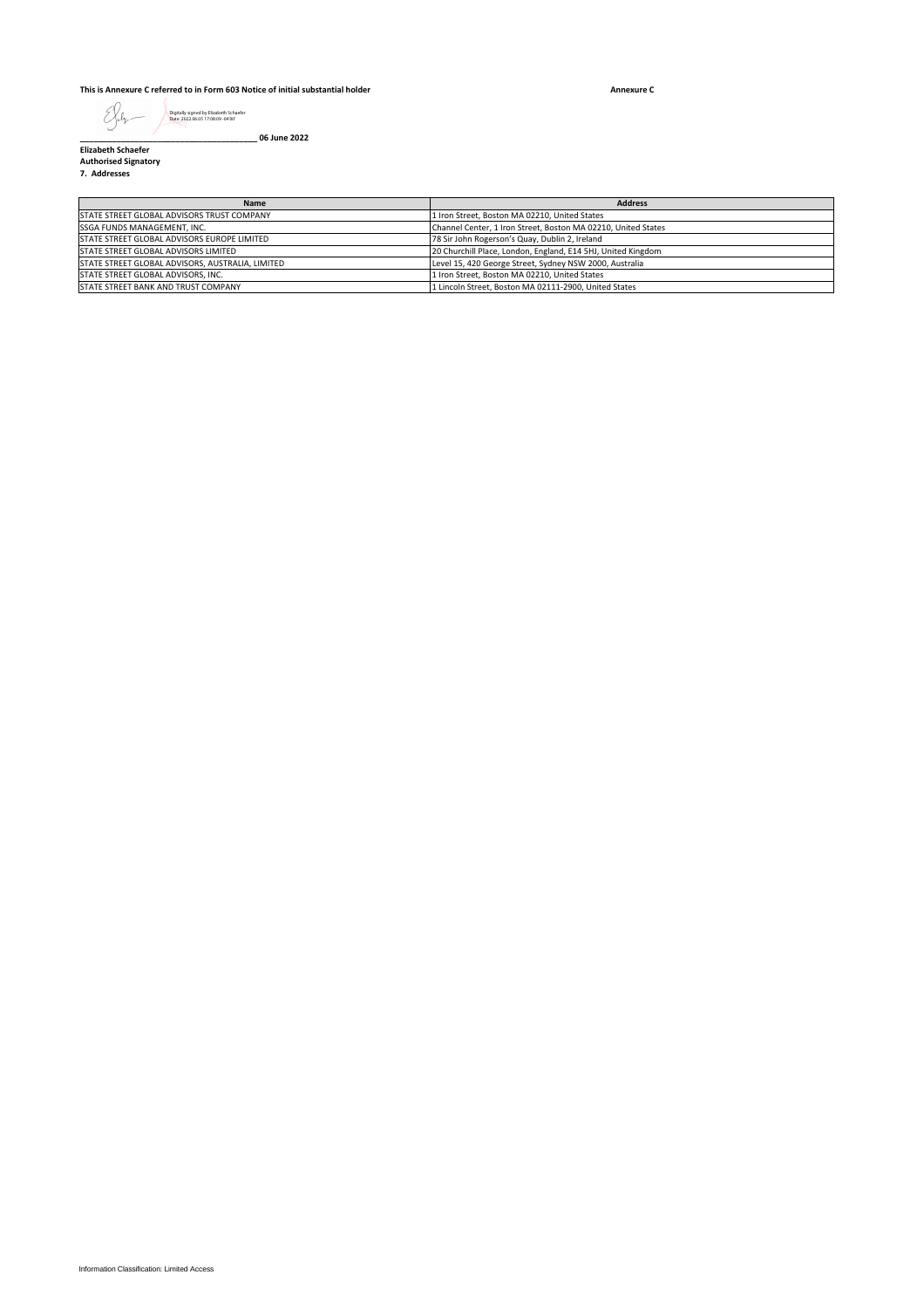**This is Annexure C referred to in Form 603 Notice of initial substantial holder** **Annexure C**

Digitally signed by Elizabeth Schaefer
Date: 2022.06.05 17:08:09 -04'00'

\_\_\_\_\_\_\_\_\_\_\_\_\_\_\_\_\_\_\_\_\_\_\_\_\_\_\_\_\_\_\_\_\_\_\_\_\_\_\_\_ **06 June 2022**

**Elizabeth Schaefer**
**Authorised Signatory**
**7. Addresses**

| Name | Address |
|---|---|
| STATE STREET GLOBAL ADVISORS TRUST COMPANY | 1 Iron Street, Boston MA 02210, United States |
| SSGA FUNDS MANAGEMENT, INC. | Channel Center, 1 Iron Street, Boston MA 02210, United States |
| STATE STREET GLOBAL ADVISORS EUROPE LIMITED | 78 Sir John Rogerson's Quay, Dublin 2, Ireland |
| STATE STREET GLOBAL ADVISORS LIMITED | 20 Churchill Place, London, England, E14 5HJ, United Kingdom |
| STATE STREET GLOBAL ADVISORS, AUSTRALIA, LIMITED | Level 15, 420 George Street, Sydney NSW 2000, Australia |
| STATE STREET GLOBAL ADVISORS, INC. | 1 Iron Street, Boston MA 02210, United States |
| STATE STREET BANK AND TRUST COMPANY | 1 Lincoln Street, Boston MA 02111-2900, United States |

Information Classification: Limited Access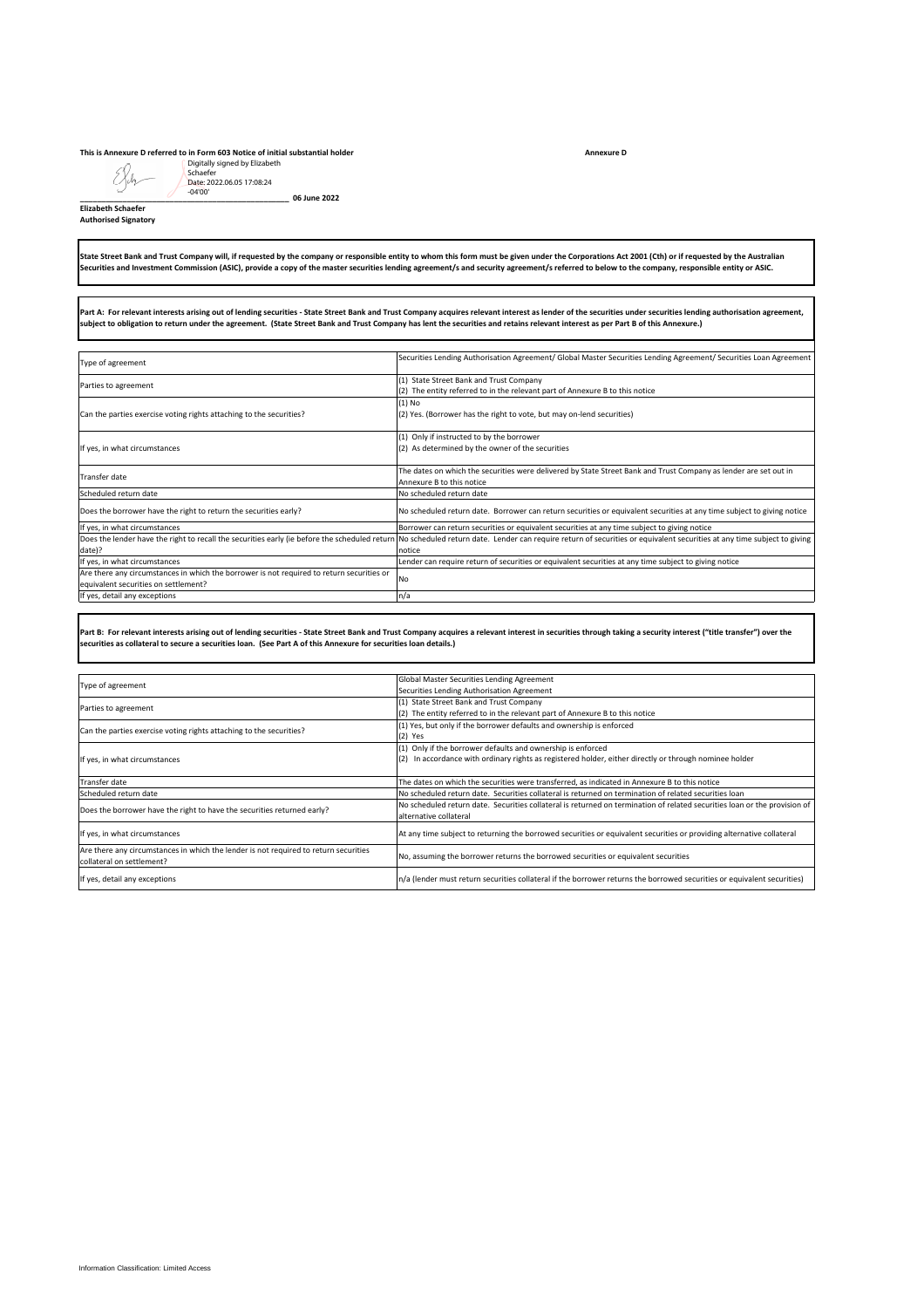**This is Annexure D referred to in Form 603 Notice of initial substantial holder** **Annexure D**

Digitally signed by Elizabeth Schaefer
Date: 2022.06.05 17:08:24 -04'00'

_______________________________________ **06 June 2022**

**Elizabeth Schaefer**
**Authorised Signatory**

**State Street Bank and Trust Company will, if requested by the company or responsible entity to whom this form must be given under the Corporations Act 2001 (Cth) or if requested by the Australian Securities and Investment Commission (ASIC), provide a copy of the master securities lending agreement/s and security agreement/s referred to below to the company, responsible entity or ASIC.**

**Part A: For relevant interests arising out of lending securities - State Street Bank and Trust Company acquires relevant interest as lender of the securities under securities lending authorisation agreement, subject to obligation to return under the agreement. (State Street Bank and Trust Company has lent the securities and retains relevant interest as per Part B of this Annexure.)**

| | |
|---|---|
| Type of agreement | Securities Lending Authorisation Agreement/ Global Master Securities Lending Agreement/ Securities Loan Agreement |
| Parties to agreement | (1) State Street Bank and Trust Company<br>(2) The entity referred to in the relevant part of Annexure B to this notice |
| Can the parties exercise voting rights attaching to the securities? | (1) No<br>(2) Yes. (Borrower has the right to vote, but may on-lend securities) |
| If yes, in what circumstances | (1) Only if instructed to by the borrower<br>(2) As determined by the owner of the securities |
| Transfer date | The dates on which the securities were delivered by State Street Bank and Trust Company as lender are set out in Annexure B to this notice |
| Scheduled return date | No scheduled return date |
| Does the borrower have the right to return the securities early? | No scheduled return date. Borrower can return securities or equivalent securities at any time subject to giving notice |
| If yes, in what circumstances | Borrower can return securities or equivalent securities at any time subject to giving notice |
| Does the lender have the right to recall the securities early (ie before the scheduled return date)? | No scheduled return date. Lender can require return of securities or equivalent securities at any time subject to giving notice |
| If yes, in what circumstances | Lender can require return of securities or equivalent securities at any time subject to giving notice |
| Are there any circumstances in which the borrower is not required to return securities or equivalent securities on settlement? | No |
| If yes, detail any exceptions | n/a |

**Part B: For relevant interests arising out of lending securities - State Street Bank and Trust Company acquires a relevant interest in securities through taking a security interest ("title transfer") over the securities as collateral to secure a securities loan. (See Part A of this Annexure for securities loan details.)**

| | |
|---|---|
| Type of agreement | Global Master Securities Lending Agreement<br>Securities Lending Authorisation Agreement |
| Parties to agreement | (1) State Street Bank and Trust Company<br>(2) The entity referred to in the relevant part of Annexure B to this notice |
| Can the parties exercise voting rights attaching to the securities? | (1) Yes, but only if the borrower defaults and ownership is enforced<br>(2) Yes |
| If yes, in what circumstances | (1) Only if the borrower defaults and ownership is enforced<br>(2) In accordance with ordinary rights as registered holder, either directly or through nominee holder |
| Transfer date | The dates on which the securities were transferred, as indicated in Annexure B to this notice |
| Scheduled return date | No scheduled return date. Securities collateral is returned on termination of related securities loan |
| Does the borrower have the right to have the securities returned early? | No scheduled return date. Securities collateral is returned on termination of related securities loan or the provision of alternative collateral |
| If yes, in what circumstances | At any time subject to returning the borrowed securities or equivalent securities or providing alternative collateral |
| Are there any circumstances in which the lender is not required to return securities collateral on settlement? | No, assuming the borrower returns the borrowed securities or equivalent securities |
| If yes, detail any exceptions | n/a (lender must return securities collateral if the borrower returns the borrowed securities or equivalent securities) |

Information Classification: Limited Access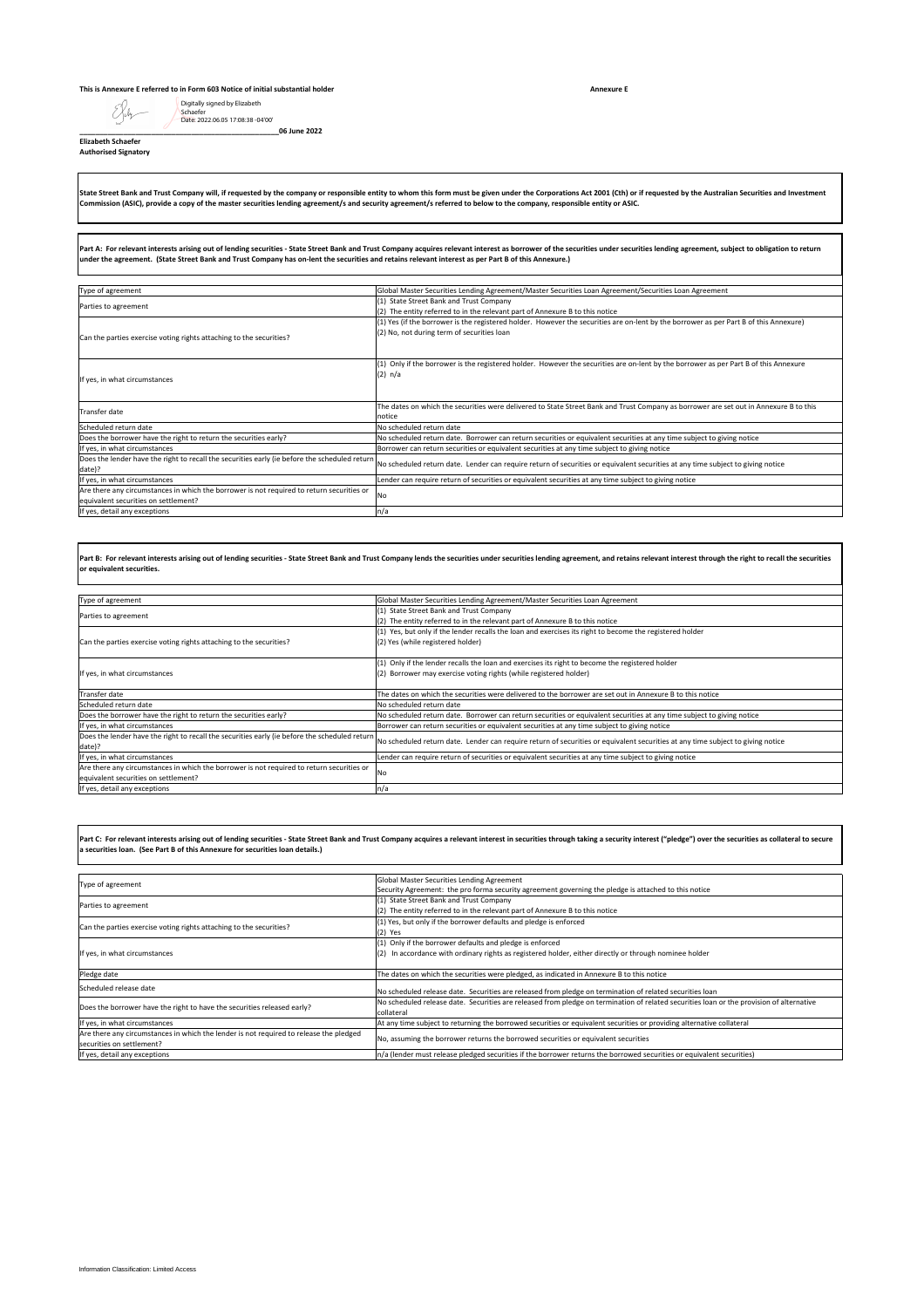**This is Annexure E referred to in Form 603 Notice of initial substantial holder** **Annexure E**

Digitally signed by Elizabeth Schaefer
Date: 2022.06.05 17:08:38 -04'00'

______________________________________06 June 2022

**Elizabeth Schaefer**
**Authorised Signatory**

**State Street Bank and Trust Company will, if requested by the company or responsible entity to whom this form must be given under the Corporations Act 2001 (Cth) or if requested by the Australian Securities and Investment Commission (ASIC), provide a copy of the master securities lending agreement/s and security agreement/s referred to below to the company, responsible entity or ASIC.**

**Part A: For relevant interests arising out of lending securities - State Street Bank and Trust Company acquires relevant interest as borrower of the securities under securities lending agreement, subject to obligation to return under the agreement. (State Street Bank and Trust Company has on-lent the securities and retains relevant interest as per Part B of this Annexure.)**

| | |
|---|---|
| Type of agreement | Global Master Securities Lending Agreement/Master Securities Loan Agreement/Securities Loan Agreement |
| Parties to agreement | (1) State Street Bank and Trust Company<br>(2) The entity referred to in the relevant part of Annexure B to this notice |
| Can the parties exercise voting rights attaching to the securities? | (1) Yes (if the borrower is the registered holder. However the securities are on-lent by the borrower as per Part B of this Annexure)<br>(2) No, not during term of securities loan |
| If yes, in what circumstances | (1) Only if the borrower is the registered holder. However the securities are on-lent by the borrower as per Part B of this Annexure<br>(2) n/a |
| Transfer date | The dates on which the securities were delivered to State Street Bank and Trust Company as borrower are set out in Annexure B to this notice |
| Scheduled return date | No scheduled return date |
| Does the borrower have the right to return the securities early? | No scheduled return date. Borrower can return securities or equivalent securities at any time subject to giving notice |
| If yes, in what circumstances | Borrower can return securities or equivalent securities at any time subject to giving notice |
| Does the lender have the right to recall the securities early (ie before the scheduled return date)? | No scheduled return date. Lender can require return of securities or equivalent securities at any time subject to giving notice |
| If yes, in what circumstances | Lender can require return of securities or equivalent securities at any time subject to giving notice |
| Are there any circumstances in which the borrower is not required to return securities or equivalent securities on settlement? | No |
| If yes, detail any exceptions | n/a |

**Part B: For relevant interests arising out of lending securities - State Street Bank and Trust Company lends the securities under securities lending agreement, and retains relevant interest through the right to recall the securities or equivalent securities.**

| | |
|---|---|
| Type of agreement | Global Master Securities Lending Agreement/Master Securities Loan Agreement |
| Parties to agreement | (1) State Street Bank and Trust Company<br>(2) The entity referred to in the relevant part of Annexure B to this notice |
| Can the parties exercise voting rights attaching to the securities? | (1) Yes, but only if the lender recalls the loan and exercises its right to become the registered holder<br>(2) Yes (while registered holder) |
| If yes, in what circumstances | (1) Only if the lender recalls the loan and exercises its right to become the registered holder<br>(2) Borrower may exercise voting rights (while registered holder) |
| Transfer date | The dates on which the securities were delivered to the borrower are set out in Annexure B to this notice |
| Scheduled return date | No scheduled return date |
| Does the borrower have the right to return the securities early? | No scheduled return date. Borrower can return securities or equivalent securities at any time subject to giving notice |
| If yes, in what circumstances | Borrower can return securities or equivalent securities at any time subject to giving notice |
| Does the lender have the right to recall the securities early (ie before the scheduled return date)? | No scheduled return date. Lender can require return of securities or equivalent securities at any time subject to giving notice |
| If yes, in what circumstances | Lender can require return of securities or equivalent securities at any time subject to giving notice |
| Are there any circumstances in which the borrower is not required to return securities or equivalent securities on settlement? | No |
| If yes, detail any exceptions | n/a |

**Part C: For relevant interests arising out of lending securities - State Street Bank and Trust Company acquires a relevant interest in securities through taking a security interest ("pledge") over the securities as collateral to secure a securities loan. (See Part B of this Annexure for securities loan details.)**

| | |
|---|---|
| Type of agreement | Global Master Securities Lending Agreement<br>Security Agreement: the pro forma security agreement governing the pledge is attached to this notice |
| Parties to agreement | (1) State Street Bank and Trust Company<br>(2) The entity referred to in the relevant part of Annexure B to this notice |
| Can the parties exercise voting rights attaching to the securities? | (1) Yes, but only if the borrower defaults and pledge is enforced<br>(2) Yes |
| If yes, in what circumstances | (1) Only if the borrower defaults and pledge is enforced<br>(2) In accordance with ordinary rights as registered holder, either directly or through nominee holder |
| Pledge date | The dates on which the securities were pledged, as indicated in Annexure B to this notice |
| Scheduled release date | No scheduled release date. Securities are released from pledge on termination of related securities loan |
| Does the borrower have the right to have the securities released early? | No scheduled release date. Securities are released from pledge on termination of related securities loan or the provision of alternative collateral |
| If yes, in what circumstances | At any time subject to returning the borrowed securities or equivalent securities or providing alternative collateral |
| Are there any circumstances in which the lender is not required to release the pledged securities on settlement? | No, assuming the borrower returns the borrowed securities or equivalent securities |
| If yes, detail any exceptions | n/a (lender must release pledged securities if the borrower returns the borrowed securities or equivalent securities) |

Information Classification: Limited Access